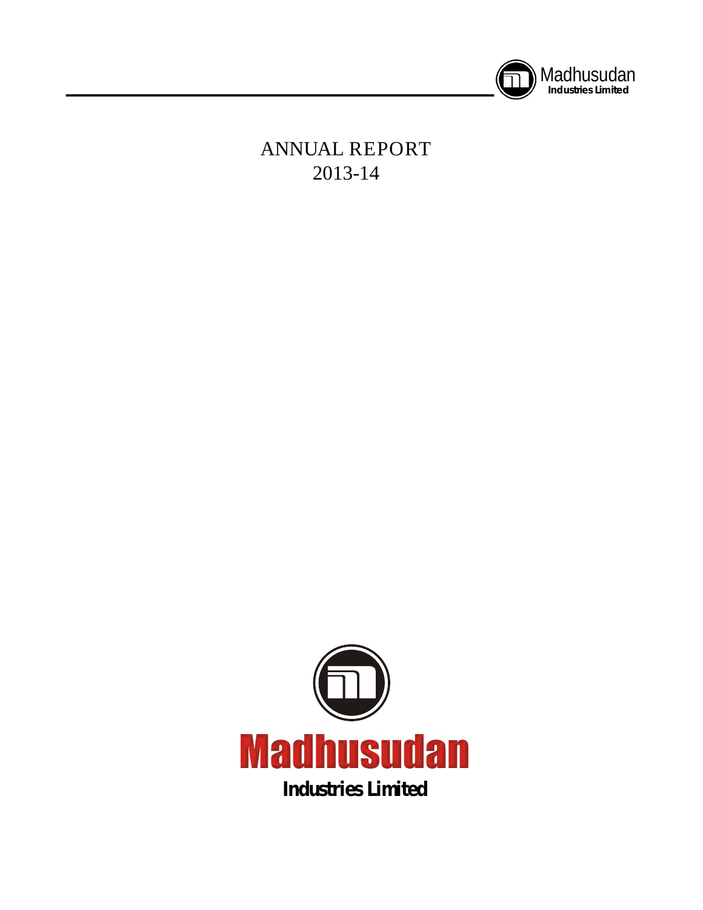Madhusudan
Industries Limited

# ANNUAL REPORT
# 2013-14

Madhusudan
Industries Limited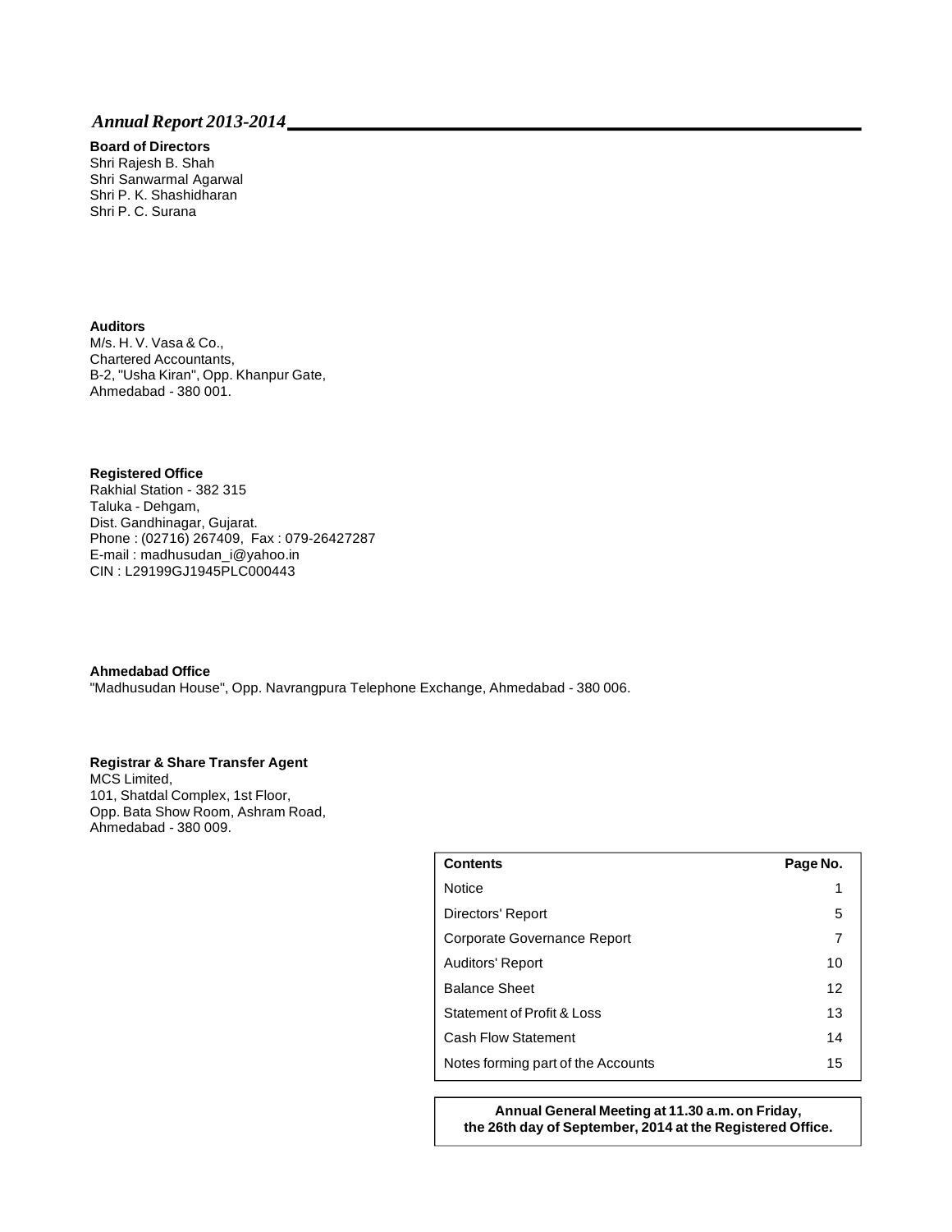# Annual Report 2013-2014

**Board of Directors**
Shri Rajesh B. Shah
Shri Sanwarmal Agarwal
Shri P. K. Shashidharan
Shri P. C. Surana

**Auditors**
M/s. H. V. Vasa & Co.,
Chartered Accountants,
B-2, "Usha Kiran", Opp. Khanpur Gate,
Ahmedabad - 380 001.

**Registered Office**
Rakhial Station - 382 315
Taluka - Dehgam,
Dist. Gandhinagar, Gujarat.
Phone : (02716) 267409, Fax : 079-26427287
E-mail : madhusudan_i@yahoo.in
CIN : L29199GJ1945PLC000443

**Ahmedabad Office**
"Madhusudan House", Opp. Navrangpura Telephone Exchange, Ahmedabad - 380 006.

**Registrar & Share Transfer Agent**
MCS Limited,
101, Shatdal Complex, 1st Floor,
Opp. Bata Show Room, Ashram Road,
Ahmedabad - 380 009.

| Contents | Page No. |
|---|---|
| Notice | 1 |
| Directors' Report | 5 |
| Corporate Governance Report | 7 |
| Auditors' Report | 10 |
| Balance Sheet | 12 |
| Statement of Profit & Loss | 13 |
| Cash Flow Statement | 14 |
| Notes forming part of the Accounts | 15 |

**Annual General Meeting at 11.30 a.m. on Friday, the 26th day of September, 2014 at the Registered Office.**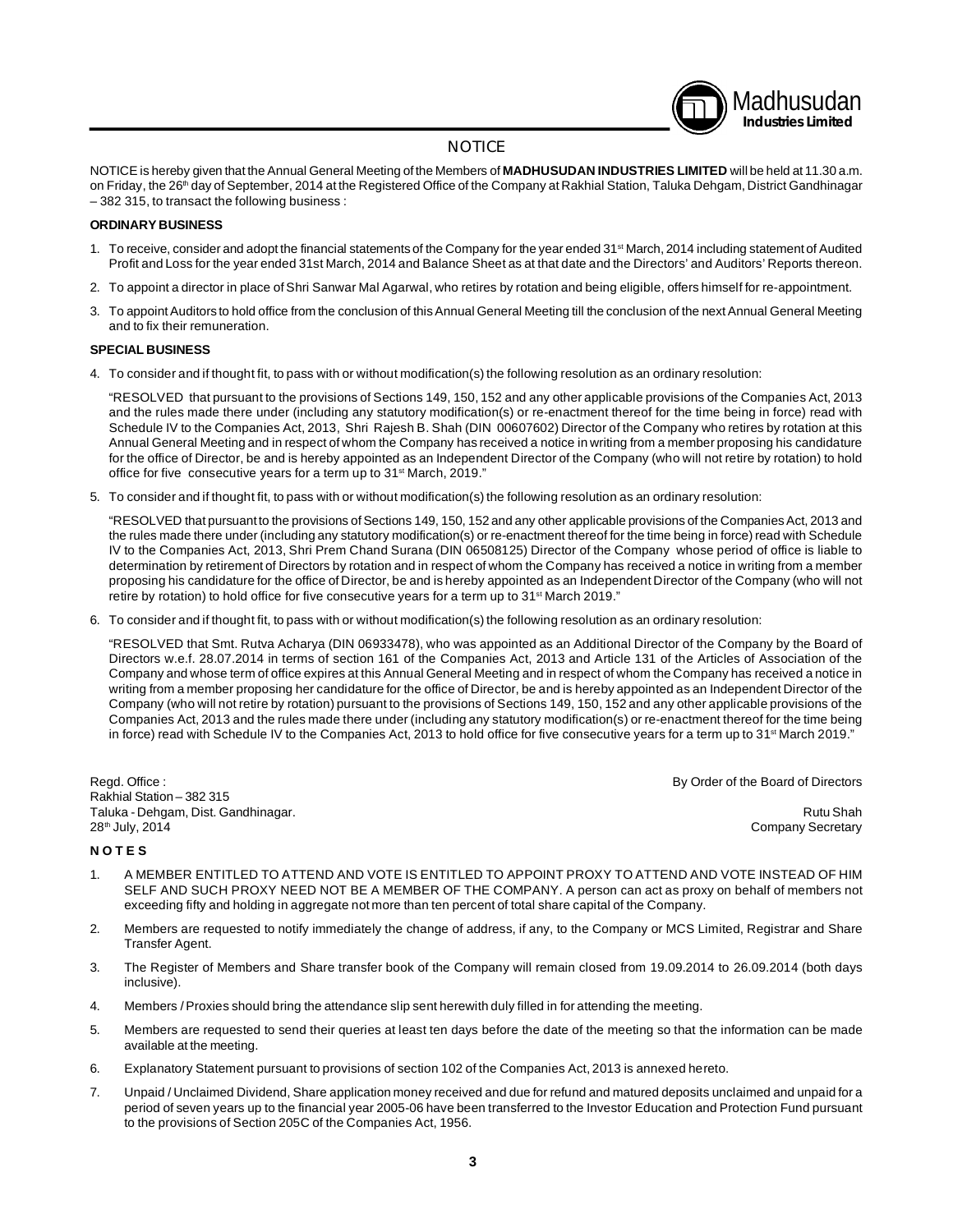# NOTICE

NOTICE is hereby given that the Annual General Meeting of the Members of **MADHUSUDAN INDUSTRIES LIMITED** will be held at 11.30 a.m. on Friday, the 26th day of September, 2014 at the Registered Office of the Company at Rakhial Station, Taluka Dehgam, District Gandhinagar – 382 315, to transact the following business :

**ORDINARY BUSINESS**

1. To receive, consider and adopt the financial statements of the Company for the year ended 31st March, 2014 including statement of Audited Profit and Loss for the year ended 31st March, 2014 and Balance Sheet as at that date and the Directors' and Auditors' Reports thereon.
2. To appoint a director in place of Shri Sanwar Mal Agarwal, who retires by rotation and being eligible, offers himself for re-appointment.
3. To appoint Auditors to hold office from the conclusion of this Annual General Meeting till the conclusion of the next Annual General Meeting and to fix their remuneration.

**SPECIAL BUSINESS**

4. To consider and if thought fit, to pass with or without modification(s) the following resolution as an ordinary resolution:

   "RESOLVED that pursuant to the provisions of Sections 149, 150, 152 and any other applicable provisions of the Companies Act, 2013 and the rules made there under (including any statutory modification(s) or re-enactment thereof for the time being in force) read with Schedule IV to the Companies Act, 2013, Shri Rajesh B. Shah (DIN 00607602) Director of the Company who retires by rotation at this Annual General Meeting and in respect of whom the Company has received a notice in writing from a member proposing his candidature for the office of Director, be and is hereby appointed as an Independent Director of the Company (who will not retire by rotation) to hold office for five consecutive years for a term up to 31st March, 2019."

5. To consider and if thought fit, to pass with or without modification(s) the following resolution as an ordinary resolution:

   "RESOLVED that pursuant to the provisions of Sections 149, 150, 152 and any other applicable provisions of the Companies Act, 2013 and the rules made there under (including any statutory modification(s) or re-enactment thereof for the time being in force) read with Schedule IV to the Companies Act, 2013, Shri Prem Chand Surana (DIN 06508125) Director of the Company whose period of office is liable to determination by retirement of Directors by rotation and in respect of whom the Company has received a notice in writing from a member proposing his candidature for the office of Director, be and is hereby appointed as an Independent Director of the Company (who will not retire by rotation) to hold office for five consecutive years for a term up to 31st March 2019."

6. To consider and if thought fit, to pass with or without modification(s) the following resolution as an ordinary resolution:

   "RESOLVED that Smt. Rutva Acharya (DIN 06933478), who was appointed as an Additional Director of the Company by the Board of Directors w.e.f. 28.07.2014 in terms of section 161 of the Companies Act, 2013 and Article 131 of the Articles of Association of the Company and whose term of office expires at this Annual General Meeting and in respect of whom the Company has received a notice in writing from a member proposing her candidature for the office of Director, be and is hereby appointed as an Independent Director of the Company (who will not retire by rotation) pursuant to the provisions of Sections 149, 150, 152 and any other applicable provisions of the Companies Act, 2013 and the rules made there under (including any statutory modification(s) or re-enactment thereof for the time being in force) read with Schedule IV to the Companies Act, 2013 to hold office for five consecutive years for a term up to 31st March 2019."

Regd. Office :
Rakhial Station – 382 315
Taluka - Dehgam, Dist. Gandhinagar.
28th July, 2014

By Order of the Board of Directors

Rutu Shah
Company Secretary

**N O T E S**

1. A MEMBER ENTITLED TO ATTEND AND VOTE IS ENTITLED TO APPOINT PROXY TO ATTEND AND VOTE INSTEAD OF HIM SELF AND SUCH PROXY NEED NOT BE A MEMBER OF THE COMPANY. A person can act as proxy on behalf of members not exceeding fifty and holding in aggregate not more than ten percent of total share capital of the Company.
2. Members are requested to notify immediately the change of address, if any, to the Company or MCS Limited, Registrar and Share Transfer Agent.
3. The Register of Members and Share transfer book of the Company will remain closed from 19.09.2014 to 26.09.2014 (both days inclusive).
4. Members / Proxies should bring the attendance slip sent herewith duly filled in for attending the meeting.
5. Members are requested to send their queries at least ten days before the date of the meeting so that the information can be made available at the meeting.
6. Explanatory Statement pursuant to provisions of section 102 of the Companies Act, 2013 is annexed hereto.
7. Unpaid / Unclaimed Dividend, Share application money received and due for refund and matured deposits unclaimed and unpaid for a period of seven years up to the financial year 2005-06 have been transferred to the Investor Education and Protection Fund pursuant to the provisions of Section 205C of the Companies Act, 1956.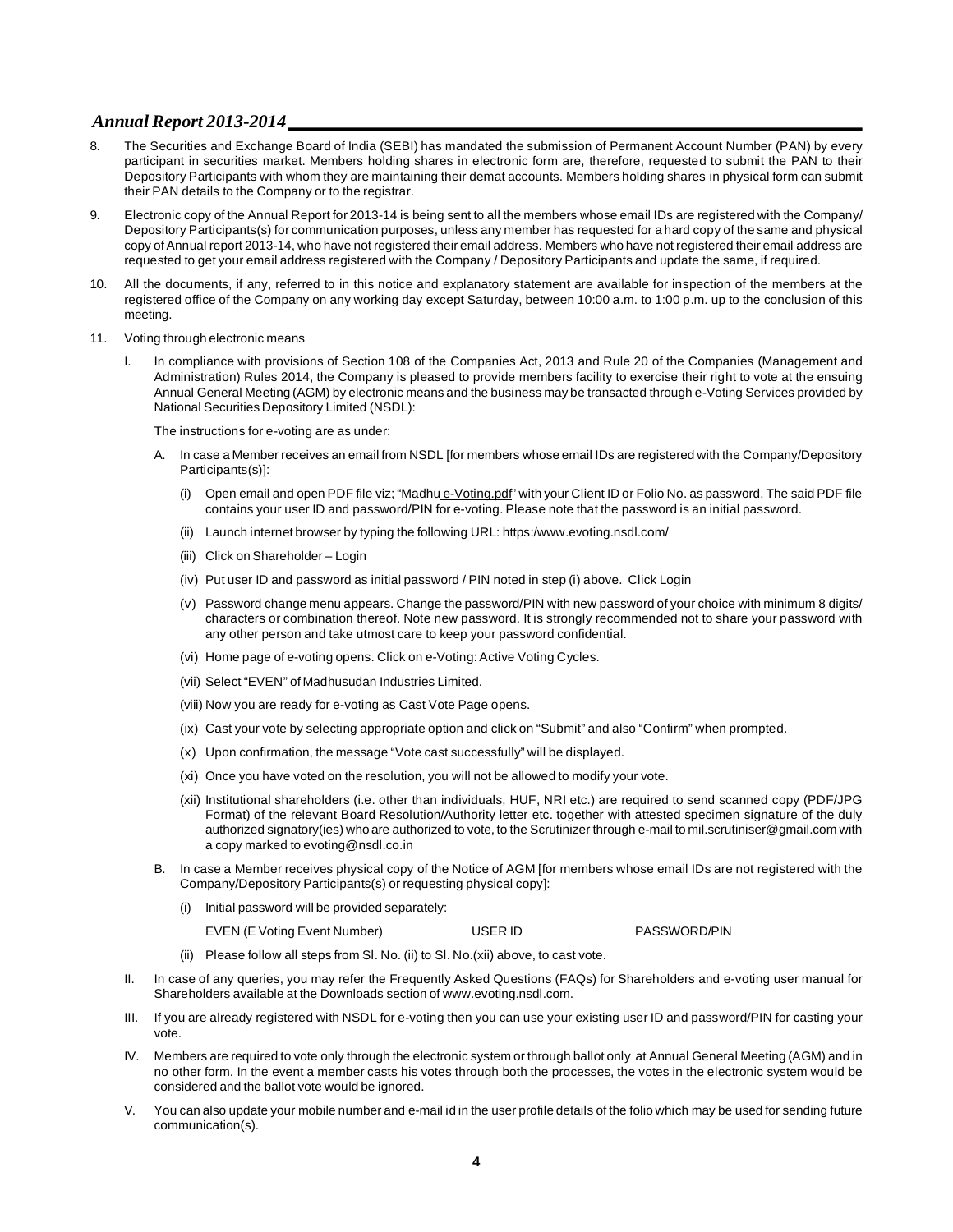8. The Securities and Exchange Board of India (SEBI) has mandated the submission of Permanent Account Number (PAN) by every participant in securities market. Members holding shares in electronic form are, therefore, requested to submit the PAN to their Depository Participants with whom they are maintaining their demat accounts. Members holding shares in physical form can submit their PAN details to the Company or to the registrar.

9. Electronic copy of the Annual Report for 2013-14 is being sent to all the members whose email IDs are registered with the Company/ Depository Participants(s) for communication purposes, unless any member has requested for a hard copy of the same and physical copy of Annual report 2013-14, who have not registered their email address. Members who have not registered their email address are requested to get your email address registered with the Company / Depository Participants and update the same, if required.

10. All the documents, if any, referred to in this notice and explanatory statement are available for inspection of the members at the registered office of the Company on any working day except Saturday, between 10:00 a.m. to 1:00 p.m. up to the conclusion of this meeting.

11. Voting through electronic means

    I. In compliance with provisions of Section 108 of the Companies Act, 2013 and Rule 20 of the Companies (Management and Administration) Rules 2014, the Company is pleased to provide members facility to exercise their right to vote at the ensuing Annual General Meeting (AGM) by electronic means and the business may be transacted through e-Voting Services provided by National Securities Depository Limited (NSDL):

       The instructions for e-voting are as under:

       A. In case a Member receives an email from NSDL [for members whose email IDs are registered with the Company/Depository Participants(s)]:

          (i) Open email and open PDF file viz; "Madhu e-Voting.pdf" with your Client ID or Folio No. as password. The said PDF file contains your user ID and password/PIN for e-voting. Please note that the password is an initial password.

          (ii) Launch internet browser by typing the following URL: https:/www.evoting.nsdl.com/

          (iii) Click on Shareholder – Login

          (iv) Put user ID and password as initial password / PIN noted in step (i) above. Click Login

          (v) Password change menu appears. Change the password/PIN with new password of your choice with minimum 8 digits/ characters or combination thereof. Note new password. It is strongly recommended not to share your password with any other person and take utmost care to keep your password confidential.

          (vi) Home page of e-voting opens. Click on e-Voting: Active Voting Cycles.

          (vii) Select "EVEN" of Madhusudan Industries Limited.

          (viii) Now you are ready for e-voting as Cast Vote Page opens.

          (ix) Cast your vote by selecting appropriate option and click on "Submit" and also "Confirm" when prompted.

          (x) Upon confirmation, the message "Vote cast successfully" will be displayed.

          (xi) Once you have voted on the resolution, you will not be allowed to modify your vote.

          (xii) Institutional shareholders (i.e. other than individuals, HUF, NRI etc.) are required to send scanned copy (PDF/JPG Format) of the relevant Board Resolution/Authority letter etc. together with attested specimen signature of the duly authorized signatory(ies) who are authorized to vote, to the Scrutinizer through e-mail to mil.scrutiniser@gmail.com with a copy marked to evoting@nsdl.co.in

       B. In case a Member receives physical copy of the Notice of AGM [for members whose email IDs are not registered with the Company/Depository Participants(s) or requesting physical copy]:

          (i) Initial password will be provided separately:

          | EVEN (E Voting Event Number) | USER ID | PASSWORD/PIN |
          |---|---|---|

          (ii) Please follow all steps from Sl. No. (ii) to Sl. No.(xii) above, to cast vote.

    II. In case of any queries, you may refer the Frequently Asked Questions (FAQs) for Shareholders and e-voting user manual for Shareholders available at the Downloads section of www.evoting.nsdl.com.

    III. If you are already registered with NSDL for e-voting then you can use your existing user ID and password/PIN for casting your vote.

    IV. Members are required to vote only through the electronic system or through ballot only at Annual General Meeting (AGM) and in no other form. In the event a member casts his votes through both the processes, the votes in the electronic system would be considered and the ballot vote would be ignored.

    V. You can also update your mobile number and e-mail id in the user profile details of the folio which may be used for sending future communication(s).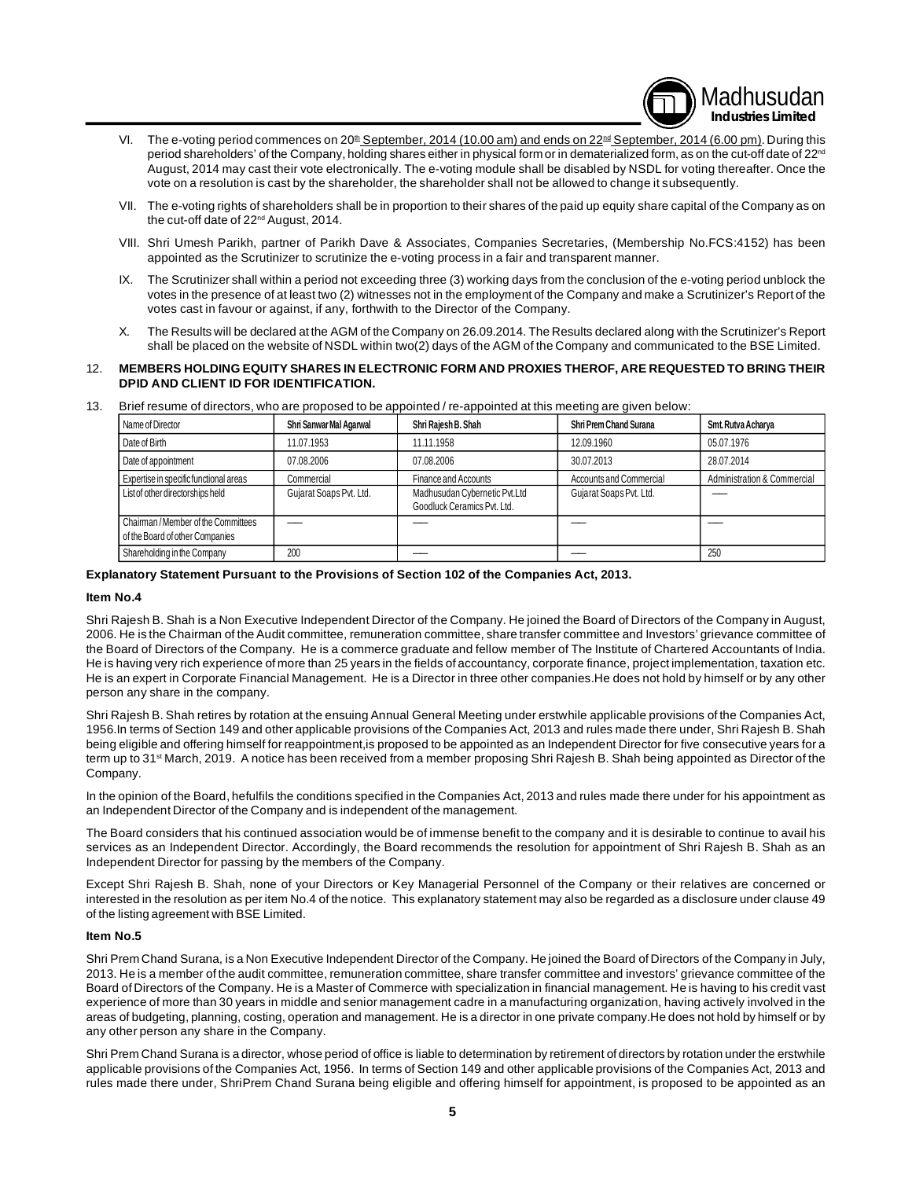VI. The e-voting period commences on 20th September, 2014 (10.00 am) and ends on 22nd September, 2014 (6.00 pm). During this period shareholders' of the Company, holding shares either in physical form or in dematerialized form, as on the cut-off date of 22nd August, 2014 may cast their vote electronically. The e-voting module shall be disabled by NSDL for voting thereafter. Once the vote on a resolution is cast by the shareholder, the shareholder shall not be allowed to change it subsequently.

VII. The e-voting rights of shareholders shall be in proportion to their shares of the paid up equity share capital of the Company as on the cut-off date of 22nd August, 2014.

VIII. Shri Umesh Parikh, partner of Parikh Dave & Associates, Companies Secretaries, (Membership No.FCS:4152) has been appointed as the Scrutinizer to scrutinize the e-voting process in a fair and transparent manner.

IX. The Scrutinizer shall within a period not exceeding three (3) working days from the conclusion of the e-voting period unblock the votes in the presence of at least two (2) witnesses not in the employment of the Company and make a Scrutinizer's Report of the votes cast in favour or against, if any, forthwith to the Director of the Company.

X. The Results will be declared at the AGM of the Company on 26.09.2014. The Results declared along with the Scrutinizer's Report shall be placed on the website of NSDL within two(2) days of the AGM of the Company and communicated to the BSE Limited.

12. **MEMBERS HOLDING EQUITY SHARES IN ELECTRONIC FORM AND PROXIES THEROF, ARE REQUESTED TO BRING THEIR DPID AND CLIENT ID FOR IDENTIFICATION.**

13. Brief resume of directors, who are proposed to be appointed / re-appointed at this meeting are given below:

| Name of Director | Shri Sanwar Mal Agarwal | Shri Rajesh B. Shah | Shri Prem Chand Surana | Smt. Rutva Acharya |
|---|---|---|---|---|
| Date of Birth | 11.07.1953 | 11.11.1958 | 12.09.1960 | 05.07.1976 |
| Date of appointment | 07.08.2006 | 07.08.2006 | 30.07.2013 | 28.07.2014 |
| Expertise in specific functional areas | Commercial | Finance and Accounts | Accounts and Commercial | Administration & Commercial |
| List of other directorships held | Gujarat Soaps Pvt. Ltd. | Madhusudan Cybernetic Pvt.Ltd Goodluck Ceramics Pvt. Ltd. | Gujarat Soaps Pvt. Ltd. | —— |
| Chairman / Member of the Committees of the Board of other Companies | —— | —— | —— | —— |
| Shareholding in the Company | 200 | —— | —— | 250 |

**Explanatory Statement Pursuant to the Provisions of Section 102 of the Companies Act, 2013.**

**Item No.4**

Shri Rajesh B. Shah is a Non Executive Independent Director of the Company. He joined the Board of Directors of the Company in August, 2006. He is the Chairman of the Audit committee, remuneration committee, share transfer committee and Investors' grievance committee of the Board of Directors of the Company. He is a commerce graduate and fellow member of The Institute of Chartered Accountants of India. He is having very rich experience of more than 25 years in the fields of accountancy, corporate finance, project implementation, taxation etc. He is an expert in Corporate Financial Management. He is a Director in three other companies.He does not hold by himself or by any other person any share in the company.

Shri Rajesh B. Shah retires by rotation at the ensuing Annual General Meeting under erstwhile applicable provisions of the Companies Act, 1956.In terms of Section 149 and other applicable provisions of the Companies Act, 2013 and rules made there under, Shri Rajesh B. Shah being eligible and offering himself for reappointment,is proposed to be appointed as an Independent Director for five consecutive years for a term up to 31st March, 2019. A notice has been received from a member proposing Shri Rajesh B. Shah being appointed as Director of the Company.

In the opinion of the Board, hefulfils the conditions specified in the Companies Act, 2013 and rules made there under for his appointment as an Independent Director of the Company and is independent of the management.

The Board considers that his continued association would be of immense benefit to the company and it is desirable to continue to avail his services as an Independent Director. Accordingly, the Board recommends the resolution for appointment of Shri Rajesh B. Shah as an Independent Director for passing by the members of the Company.

Except Shri Rajesh B. Shah, none of your Directors or Key Managerial Personnel of the Company or their relatives are concerned or interested in the resolution as per item No.4 of the notice. This explanatory statement may also be regarded as a disclosure under clause 49 of the listing agreement with BSE Limited.

**Item No.5**

Shri Prem Chand Surana, is a Non Executive Independent Director of the Company. He joined the Board of Directors of the Company in July, 2013. He is a member of the audit committee, remuneration committee, share transfer committee and investors' grievance committee of the Board of Directors of the Company. He is a Master of Commerce with specialization in financial management. He is having to his credit vast experience of more than 30 years in middle and senior management cadre in a manufacturing organization, having actively involved in the areas of budgeting, planning, costing, operation and management. He is a director in one private company.He does not hold by himself or by any other person any share in the Company.

Shri Prem Chand Surana is a director, whose period of office is liable to determination by retirement of directors by rotation under the erstwhile applicable provisions of the Companies Act, 1956. In terms of Section 149 and other applicable provisions of the Companies Act, 2013 and rules made there under, ShriPrem Chand Surana being eligible and offering himself for appointment, is proposed to be appointed as an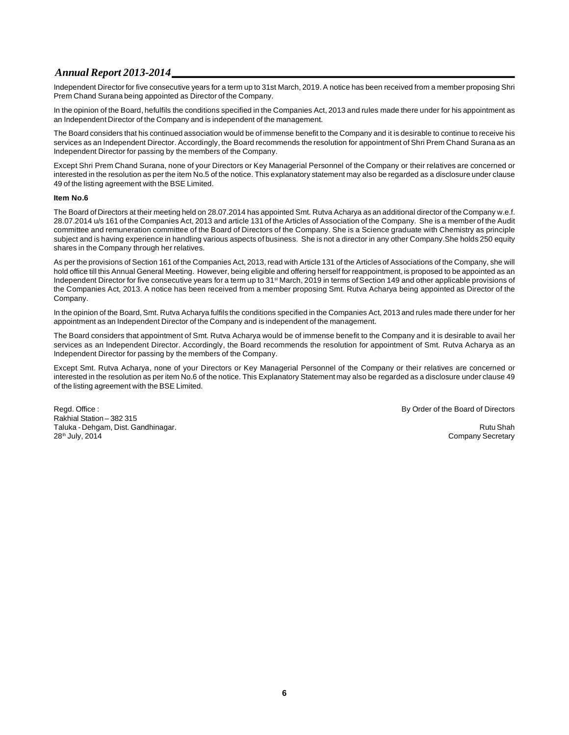Independent Director for five consecutive years for a term up to 31st March, 2019. A notice has been received from a member proposing Shri Prem Chand Surana being appointed as Director of the Company.

In the opinion of the Board, hefulfils the conditions specified in the Companies Act, 2013 and rules made there under for his appointment as an Independent Director of the Company and is independent of the management.

The Board considers that his continued association would be of immense benefit to the Company and it is desirable to continue to receive his services as an Independent Director. Accordingly, the Board recommends the resolution for appointment of Shri Prem Chand Surana as an Independent Director for passing by the members of the Company.

Except Shri Prem Chand Surana, none of your Directors or Key Managerial Personnel of the Company or their relatives are concerned or interested in the resolution as per the item No.5 of the notice. This explanatory statement may also be regarded as a disclosure under clause 49 of the listing agreement with the BSE Limited.

**Item No.6**

The Board of Directors at their meeting held on 28.07.2014 has appointed Smt. Rutva Acharya as an additional director of the Company w.e.f. 28.07.2014 u/s 161 of the Companies Act, 2013 and article 131 of the Articles of Association of the Company. She is a member of the Audit committee and remuneration committee of the Board of Directors of the Company. She is a Science graduate with Chemistry as principle subject and is having experience in handling various aspects of business. She is not a director in any other Company.She holds 250 equity shares in the Company through her relatives.

As per the provisions of Section 161 of the Companies Act, 2013, read with Article 131 of the Articles of Associations of the Company, she will hold office till this Annual General Meeting. However, being eligible and offering herself for reappointment, is proposed to be appointed as an Independent Director for five consecutive years for a term up to 31st March, 2019 in terms of Section 149 and other applicable provisions of the Companies Act, 2013. A notice has been received from a member proposing Smt. Rutva Acharya being appointed as Director of the Company.

In the opinion of the Board, Smt. Rutva Acharya fulfils the conditions specified in the Companies Act, 2013 and rules made there under for her appointment as an Independent Director of the Company and is independent of the management.

The Board considers that appointment of Smt. Rutva Acharya would be of immense benefit to the Company and it is desirable to avail her services as an Independent Director. Accordingly, the Board recommends the resolution for appointment of Smt. Rutva Acharya as an Independent Director for passing by the members of the Company.

Except Smt. Rutva Acharya, none of your Directors or Key Managerial Personnel of the Company or their relatives are concerned or interested in the resolution as per item No.6 of the notice. This Explanatory Statement may also be regarded as a disclosure under clause 49 of the listing agreement with the BSE Limited.

Regd. Office :
Rakhial Station – 382 315
Taluka - Dehgam, Dist. Gandhinagar.
28th July, 2014

By Order of the Board of Directors

Rutu Shah
Company Secretary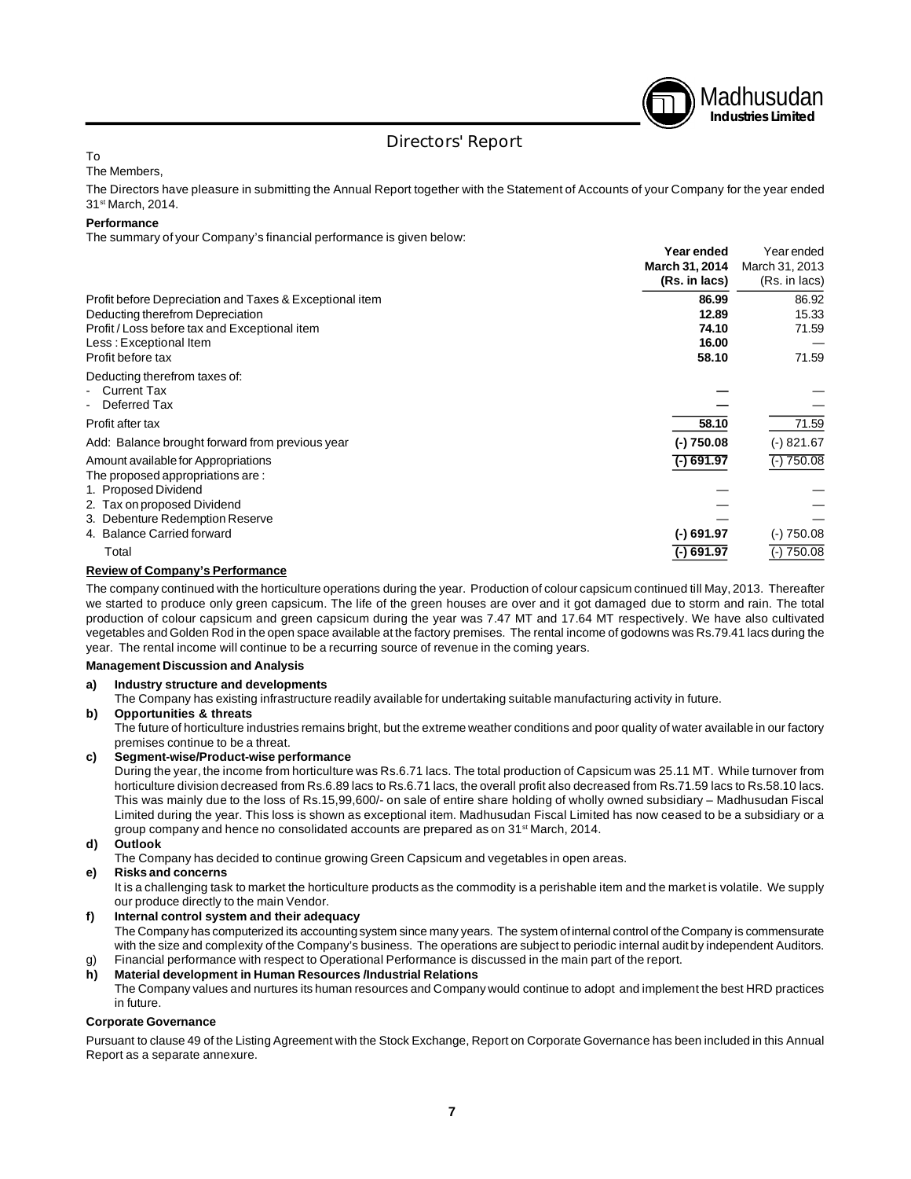## Directors' Report

To

The Members,

The Directors have pleasure in submitting the Annual Report together with the Statement of Accounts of your Company for the year ended 31st March, 2014.

**Performance**

The summary of your Company's financial performance is given below:

| | **Year ended March 31, 2014 (Rs. in lacs)** | Year ended March 31, 2013 (Rs. in lacs) |
|---|---|---|
| Profit before Depreciation and Taxes & Exceptional item | **86.99** | 86.92 |
| Deducting therefrom Depreciation | **12.89** | 15.33 |
| Profit / Loss before tax and Exceptional item | **74.10** | 71.59 |
| Less : Exceptional Item | **16.00** | — |
| Profit before tax | **58.10** | 71.59 |
| Deducting therefrom taxes of: | | |
| - Current Tax | **—** | — |
| - Deferred Tax | **—** | — |
| Profit after tax | **58.10** | 71.59 |
| Add: Balance brought forward from previous year | **(-) 750.08** | (-) 821.67 |
| Amount available for Appropriations | **(-) 691.97** | (-) 750.08 |
| The proposed appropriations are : | | |
| 1. Proposed Dividend | — | — |
| 2. Tax on proposed Dividend | — | — |
| 3. Debenture Redemption Reserve | — | — |
| 4. Balance Carried forward | **(-) 691.97** | (-) 750.08 |
| Total | **(-) 691.97** | (-) 750.08 |

**Review of Company's Performance**

The company continued with the horticulture operations during the year. Production of colour capsicum continued till May, 2013. Thereafter we started to produce only green capsicum. The life of the green houses are over and it got damaged due to storm and rain. The total production of colour capsicum and green capsicum during the year was 7.47 MT and 17.64 MT respectively. We have also cultivated vegetables and Golden Rod in the open space available at the factory premises. The rental income of godowns was Rs.79.41 lacs during the year. The rental income will continue to be a recurring source of revenue in the coming years.

**Management Discussion and Analysis**

**a) Industry structure and developments**

The Company has existing infrastructure readily available for undertaking suitable manufacturing activity in future.

**b) Opportunities & threats**

The future of horticulture industries remains bright, but the extreme weather conditions and poor quality of water available in our factory premises continue to be a threat.

**c) Segment-wise/Product-wise performance**

During the year, the income from horticulture was Rs.6.71 lacs. The total production of Capsicum was 25.11 MT. While turnover from horticulture division decreased from Rs.6.89 lacs to Rs.6.71 lacs, the overall profit also decreased from Rs.71.59 lacs to Rs.58.10 lacs. This was mainly due to the loss of Rs.15,99,600/- on sale of entire share holding of wholly owned subsidiary – Madhusudan Fiscal Limited during the year. This loss is shown as exceptional item. Madhusudan Fiscal Limited has now ceased to be a subsidiary or a group company and hence no consolidated accounts are prepared as on 31st March, 2014.

**d) Outlook**

The Company has decided to continue growing Green Capsicum and vegetables in open areas.

**e) Risks and concerns**

It is a challenging task to market the horticulture products as the commodity is a perishable item and the market is volatile. We supply our produce directly to the main Vendor.

**f) Internal control system and their adequacy**

The Company has computerized its accounting system since many years. The system of internal control of the Company is commensurate with the size and complexity of the Company's business. The operations are subject to periodic internal audit by independent Auditors.

g) Financial performance with respect to Operational Performance is discussed in the main part of the report.

**h) Material development in Human Resources /Industrial Relations**

The Company values and nurtures its human resources and Company would continue to adopt and implement the best HRD practices in future.

**Corporate Governance**

Pursuant to clause 49 of the Listing Agreement with the Stock Exchange, Report on Corporate Governance has been included in this Annual Report as a separate annexure.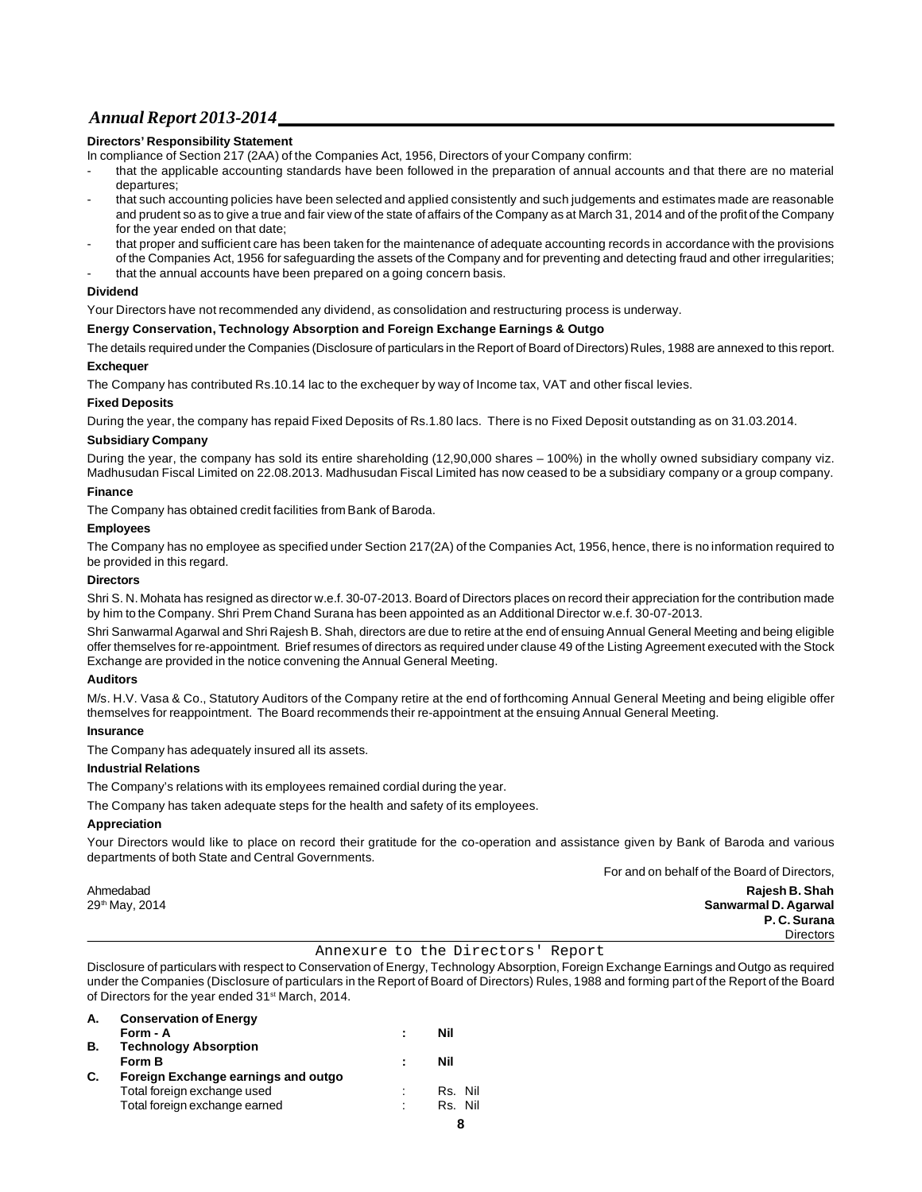### Directors' Responsibility Statement

In compliance of Section 217 (2AA) of the Companies Act, 1956, Directors of your Company confirm:

- that the applicable accounting standards have been followed in the preparation of annual accounts and that there are no material departures;
- that such accounting policies have been selected and applied consistently and such judgements and estimates made are reasonable and prudent so as to give a true and fair view of the state of affairs of the Company as at March 31, 2014 and of the profit of the Company for the year ended on that date;
- that proper and sufficient care has been taken for the maintenance of adequate accounting records in accordance with the provisions of the Companies Act, 1956 for safeguarding the assets of the Company and for preventing and detecting fraud and other irregularities;
- that the annual accounts have been prepared on a going concern basis.

### Dividend

Your Directors have not recommended any dividend, as consolidation and restructuring process is underway.

### Energy Conservation, Technology Absorption and Foreign Exchange Earnings & Outgo

The details required under the Companies (Disclosure of particulars in the Report of Board of Directors) Rules, 1988 are annexed to this report.

### Exchequer

The Company has contributed Rs.10.14 lac to the exchequer by way of Income tax, VAT and other fiscal levies.

### Fixed Deposits

During the year, the company has repaid Fixed Deposits of Rs.1.80 lacs. There is no Fixed Deposit outstanding as on 31.03.2014.

### Subsidiary Company

During the year, the company has sold its entire shareholding (12,90,000 shares – 100%) in the wholly owned subsidiary company viz. Madhusudan Fiscal Limited on 22.08.2013. Madhusudan Fiscal Limited has now ceased to be a subsidiary company or a group company.

### Finance

The Company has obtained credit facilities from Bank of Baroda.

### Employees

The Company has no employee as specified under Section 217(2A) of the Companies Act, 1956, hence, there is no information required to be provided in this regard.

### Directors

Shri S. N. Mohata has resigned as director w.e.f. 30-07-2013. Board of Directors places on record their appreciation for the contribution made by him to the Company. Shri Prem Chand Surana has been appointed as an Additional Director w.e.f. 30-07-2013.

Shri Sanwarmal Agarwal and Shri Rajesh B. Shah, directors are due to retire at the end of ensuing Annual General Meeting and being eligible offer themselves for re-appointment. Brief resumes of directors as required under clause 49 of the Listing Agreement executed with the Stock Exchange are provided in the notice convening the Annual General Meeting.

### Auditors

M/s. H.V. Vasa & Co., Statutory Auditors of the Company retire at the end of forthcoming Annual General Meeting and being eligible offer themselves for reappointment. The Board recommends their re-appointment at the ensuing Annual General Meeting.

### Insurance

The Company has adequately insured all its assets.

### Industrial Relations

The Company's relations with its employees remained cordial during the year.

The Company has taken adequate steps for the health and safety of its employees.

### Appreciation

Your Directors would like to place on record their gratitude for the co-operation and assistance given by Bank of Baroda and various departments of both State and Central Governments.

For and on behalf of the Board of Directors,

Ahmedabad
29th May, 2014

**Rajesh B. Shah**
**Sanwarmal D. Agarwal**
**P. C. Surana**
Directors

## Annexure to the Directors' Report

Disclosure of particulars with respect to Conservation of Energy, Technology Absorption, Foreign Exchange Earnings and Outgo as required under the Companies (Disclosure of particulars in the Report of Board of Directors) Rules, 1988 and forming part of the Report of the Board of Directors for the year ended 31st March, 2014.

| | | | |
|---|---|---|---|
| **A.** | **Conservation of Energy** | | |
| | **Form - A** | **:** | **Nil** |
| **B.** | **Technology Absorption** | | |
| | **Form B** | **:** | **Nil** |
| **C.** | **Foreign Exchange earnings and outgo** | | |
| | Total foreign exchange used | : | Rs. Nil |
| | Total foreign exchange earned | : | Rs. Nil |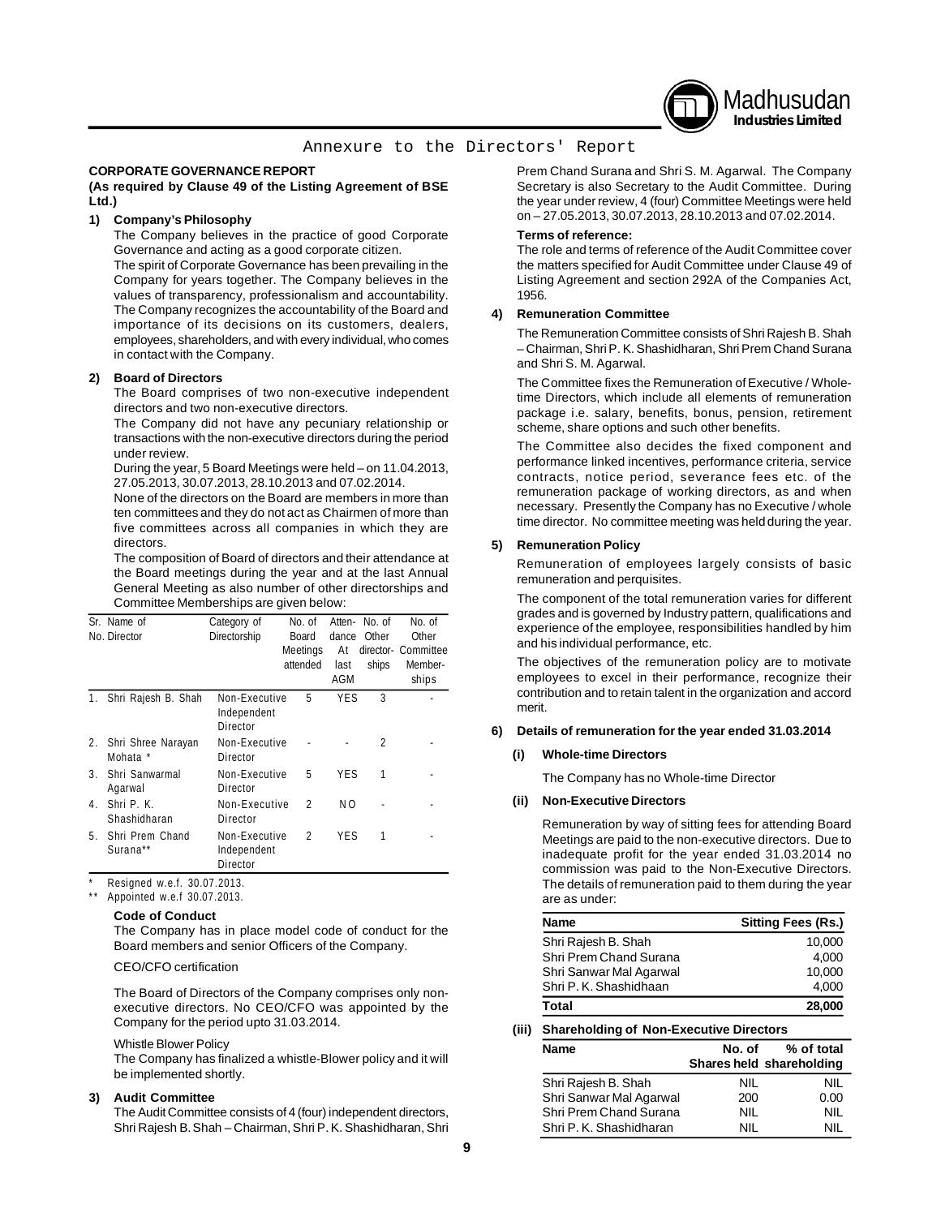## Annexure to the Directors' Report

**CORPORATE GOVERNANCE REPORT**

**(As required by Clause 49 of the Listing Agreement of BSE Ltd.)**

### 1) Company's Philosophy

The Company believes in the practice of good Corporate Governance and acting as a good corporate citizen.

The spirit of Corporate Governance has been prevailing in the Company for years together. The Company believes in the values of transparency, professionalism and accountability. The Company recognizes the accountability of the Board and importance of its decisions on its customers, dealers, employees, shareholders, and with every individual, who comes in contact with the Company.

### 2) Board of Directors

The Board comprises of two non-executive independent directors and two non-executive directors.

The Company did not have any pecuniary relationship or transactions with the non-executive directors during the period under review.

During the year, 5 Board Meetings were held – on 11.04.2013, 27.05.2013, 30.07.2013, 28.10.2013 and 07.02.2014.

None of the directors on the Board are members in more than ten committees and they do not act as Chairmen of more than five committees across all companies in which they are directors.

The composition of Board of directors and their attendance at the Board meetings during the year and at the last Annual General Meeting as also number of other directorships and Committee Memberships are given below:

| Sr. No. | Name of Director | Category of Directorship | No. of Board Meetings attended | Attendance At last AGM | No. of Other directorships | No. of Other Committee Memberships |
|---|---|---|---|---|---|---|
| 1. | Shri Rajesh B. Shah | Non-Executive Independent Director | 5 | YES | 3 | - |
| 2. | Shri Shree Narayan Mohata * | Non-Executive Director | - | - | 2 | - |
| 3. | Shri Sanwarmal Agarwal | Non-Executive Director | 5 | YES | 1 | - |
| 4. | Shri P. K. Shashidharan | Non-Executive Director | 2 | NO | - | - |
| 5. | Shri Prem Chand Surana** | Non-Executive Independent Director | 2 | YES | 1 | - |

\* Resigned w.e.f. 30.07.2013.

\*\* Appointed w.e.f 30.07.2013.

**Code of Conduct**

The Company has in place model code of conduct for the Board members and senior Officers of the Company.

CEO/CFO certification

The Board of Directors of the Company comprises only non-executive directors. No CEO/CFO was appointed by the Company for the period upto 31.03.2014.

Whistle Blower Policy

The Company has finalized a whistle-Blower policy and it will be implemented shortly.

### 3) Audit Committee

The Audit Committee consists of 4 (four) independent directors, Shri Rajesh B. Shah – Chairman, Shri P. K. Shashidharan, Shri Prem Chand Surana and Shri S. M. Agarwal. The Company Secretary is also Secretary to the Audit Committee. During the year under review, 4 (four) Committee Meetings were held on – 27.05.2013, 30.07.2013, 28.10.2013 and 07.02.2014.

**Terms of reference:**

The role and terms of reference of the Audit Committee cover the matters specified for Audit Committee under Clause 49 of Listing Agreement and section 292A of the Companies Act, 1956.

### 4) Remuneration Committee

The Remuneration Committee consists of Shri Rajesh B. Shah – Chairman, Shri P. K. Shashidharan, Shri Prem Chand Surana and Shri S. M. Agarwal.

The Committee fixes the Remuneration of Executive / Whole-time Directors, which include all elements of remuneration package i.e. salary, benefits, bonus, pension, retirement scheme, share options and such other benefits.

The Committee also decides the fixed component and performance linked incentives, performance criteria, service contracts, notice period, severance fees etc. of the remuneration package of working directors, as and when necessary. Presently the Company has no Executive / whole time director. No committee meeting was held during the year.

### 5) Remuneration Policy

Remuneration of employees largely consists of basic remuneration and perquisites.

The component of the total remuneration varies for different grades and is governed by Industry pattern, qualifications and experience of the employee, responsibilities handled by him and his individual performance, etc.

The objectives of the remuneration policy are to motivate employees to excel in their performance, recognize their contribution and to retain talent in the organization and accord merit.

### 6) Details of remuneration for the year ended 31.03.2014

**(i) Whole-time Directors**

The Company has no Whole-time Director

**(ii) Non-Executive Directors**

Remuneration by way of sitting fees for attending Board Meetings are paid to the non-executive directors. Due to inadequate profit for the year ended 31.03.2014 no commission was paid to the Non-Executive Directors. The details of remuneration paid to them during the year are as under:

| Name | Sitting Fees (Rs.) |
|---|---|
| Shri Rajesh B. Shah | 10,000 |
| Shri Prem Chand Surana | 4,000 |
| Shri Sanwar Mal Agarwal | 10,000 |
| Shri P. K. Shashidhaan | 4,000 |
| **Total** | **28,000** |

**(iii) Shareholding of Non-Executive Directors**

| Name | No. of Shares held | % of total shareholding |
|---|---|---|
| Shri Rajesh B. Shah | NIL | NIL |
| Shri Sanwar Mal Agarwal | 200 | 0.00 |
| Shri Prem Chand Surana | NIL | NIL |
| Shri P. K. Shashidharan | NIL | NIL |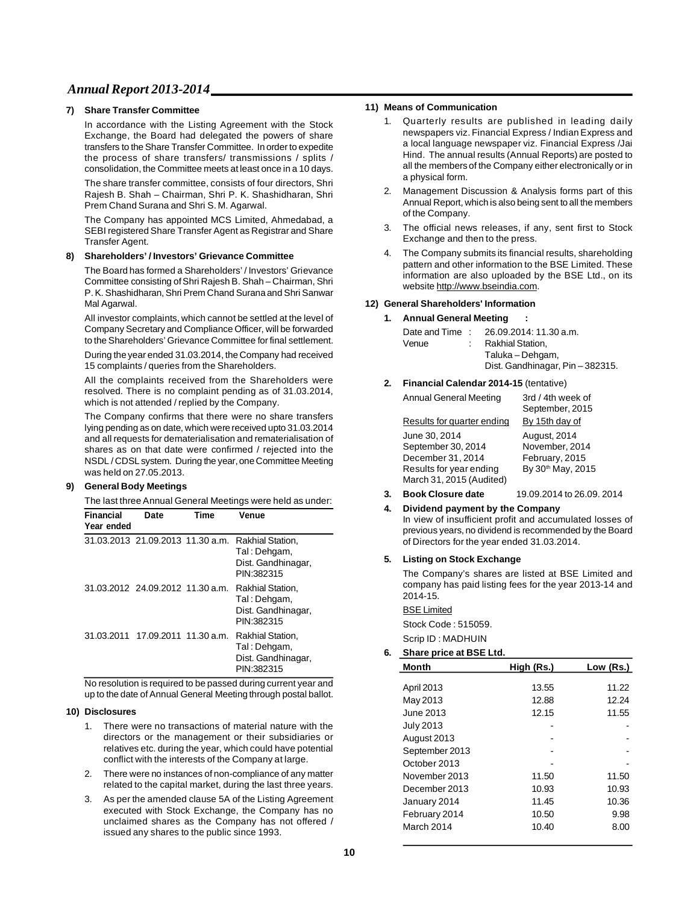### 7) Share Transfer Committee

In accordance with the Listing Agreement with the Stock Exchange, the Board had delegated the powers of share transfers to the Share Transfer Committee. In order to expedite the process of share transfers/ transmissions / splits / consolidation, the Committee meets at least once in a 10 days.

The share transfer committee, consists of four directors, Shri Rajesh B. Shah – Chairman, Shri P. K. Shashidharan, Shri Prem Chand Surana and Shri S. M. Agarwal.

The Company has appointed MCS Limited, Ahmedabad, a SEBI registered Share Transfer Agent as Registrar and Share Transfer Agent.

### 8) Shareholders' / Investors' Grievance Committee

The Board has formed a Shareholders' / Investors' Grievance Committee consisting of Shri Rajesh B. Shah – Chairman, Shri P. K. Shashidharan, Shri Prem Chand Surana and Shri Sanwar Mal Agarwal.

All investor complaints, which cannot be settled at the level of Company Secretary and Compliance Officer, will be forwarded to the Shareholders' Grievance Committee for final settlement.

During the year ended 31.03.2014, the Company had received 15 complaints / queries from the Shareholders.

All the complaints received from the Shareholders were resolved. There is no complaint pending as of 31.03.2014, which is not attended / replied by the Company.

The Company confirms that there were no share transfers lying pending as on date, which were received upto 31.03.2014 and all requests for dematerialisation and rematerialisation of shares as on that date were confirmed / rejected into the NSDL / CDSL system. During the year, one Committee Meeting was held on 27.05.2013.

### 9) General Body Meetings

The last three Annual General Meetings were held as under:

| Financial Year ended | Date | Time | Venue |
|---|---|---|---|
| 31.03.2013 | 21.09.2013 | 11.30 a.m. | Rakhial Station, Tal : Dehgam, Dist. Gandhinagar, PIN:382315 |
| 31.03.2012 | 24.09.2012 | 11.30 a.m. | Rakhial Station, Tal : Dehgam, Dist. Gandhinagar, PIN:382315 |
| 31.03.2011 | 17.09.2011 | 11.30 a.m. | Rakhial Station, Tal : Dehgam, Dist. Gandhinagar, PIN:382315 |

No resolution is required to be passed during current year and up to the date of Annual General Meeting through postal ballot.

### 10) Disclosures

1. There were no transactions of material nature with the directors or the management or their subsidiaries or relatives etc. during the year, which could have potential conflict with the interests of the Company at large.
2. There were no instances of non-compliance of any matter related to the capital market, during the last three years.
3. As per the amended clause 5A of the Listing Agreement executed with Stock Exchange, the Company has no unclaimed shares as the Company has not offered / issued any shares to the public since 1993.

### 11) Means of Communication

1. Quarterly results are published in leading daily newspapers viz. Financial Express / Indian Express and a local language newspaper viz. Financial Express /Jai Hind. The annual results (Annual Reports) are posted to all the members of the Company either electronically or in a physical form.
2. Management Discussion & Analysis forms part of this Annual Report, which is also being sent to all the members of the Company.
3. The official news releases, if any, sent first to Stock Exchange and then to the press.
4. The Company submits its financial results, shareholding pattern and other information to the BSE Limited. These information are also uploaded by the BSE Ltd., on its website http://www.bseindia.com.

### 12) General Shareholders' Information

**1. Annual General Meeting :**

Date and Time : 26.09.2014: 11.30 a.m.
Venue : Rakhial Station, Taluka – Dehgam, Dist. Gandhinagar, Pin – 382315.

**2. Financial Calendar 2014-15** (tentative)

| | |
|---|---|
| Annual General Meeting | 3rd / 4th week of September, 2015 |
| Results for quarter ending | By 15th day of |
| June 30, 2014 | August, 2014 |
| September 30, 2014 | November, 2014 |
| December 31, 2014 | February, 2015 |
| Results for year ending March 31, 2015 (Audited) | By 30th May, 2015 |

**3. Book Closure date** 19.09.2014 to 26.09. 2014

**4. Dividend payment by the Company**

In view of insufficient profit and accumulated losses of previous years, no dividend is recommended by the Board of Directors for the year ended 31.03.2014.

**5. Listing on Stock Exchange**

The Company's shares are listed at BSE Limited and company has paid listing fees for the year 2013-14 and 2014-15.

BSE Limited

Stock Code : 515059.

Scrip ID : MADHUIN

**6. Share price at BSE Ltd.**

| Month | High (Rs.) | Low (Rs.) |
|---|---|---|
| April 2013 | 13.55 | 11.22 |
| May 2013 | 12.88 | 12.24 |
| June 2013 | 12.15 | 11.55 |
| July 2013 | - | - |
| August 2013 | - | - |
| September 2013 | - | - |
| October 2013 | - | - |
| November 2013 | 11.50 | 11.50 |
| December 2013 | 10.93 | 10.93 |
| January 2014 | 11.45 | 10.36 |
| February 2014 | 10.50 | 9.98 |
| March 2014 | 10.40 | 8.00 |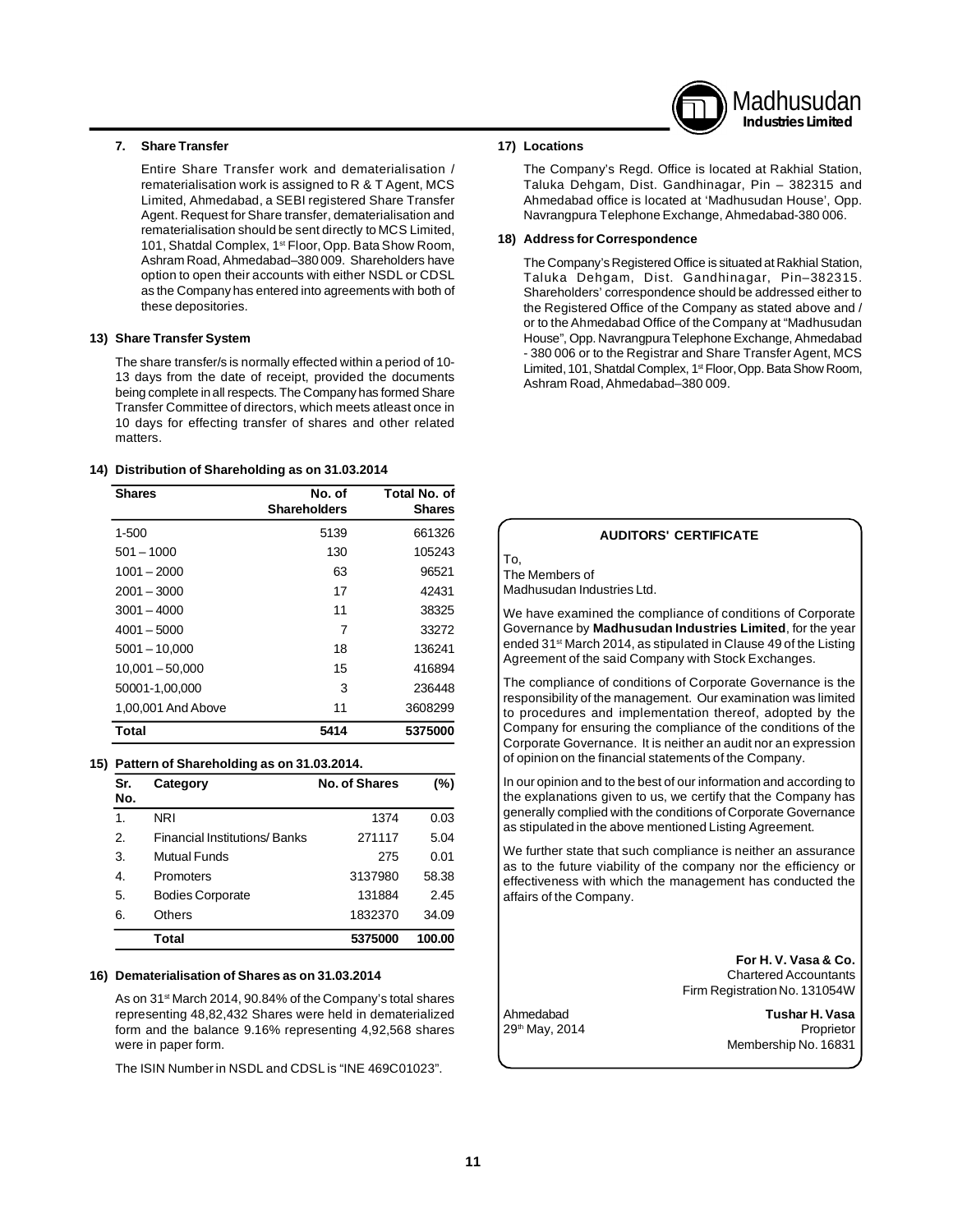### 7. Share Transfer

Entire Share Transfer work and dematerialisation / rematerialisation work is assigned to R & T Agent, MCS Limited, Ahmedabad, a SEBI registered Share Transfer Agent. Request for Share transfer, dematerialisation and rematerialisation should be sent directly to MCS Limited, 101, Shatdal Complex, 1st Floor, Opp. Bata Show Room, Ashram Road, Ahmedabad–380 009. Shareholders have option to open their accounts with either NSDL or CDSL as the Company has entered into agreements with both of these depositories.

### 13) Share Transfer System

The share transfer/s is normally effected within a period of 10-13 days from the date of receipt, provided the documents being complete in all respects. The Company has formed Share Transfer Committee of directors, which meets atleast once in 10 days for effecting transfer of shares and other related matters.

### 14) Distribution of Shareholding as on 31.03.2014

| Shares | No. of Shareholders | Total No. of Shares |
|---|---|---|
| 1-500 | 5139 | 661326 |
| 501 – 1000 | 130 | 105243 |
| 1001 – 2000 | 63 | 96521 |
| 2001 – 3000 | 17 | 42431 |
| 3001 – 4000 | 11 | 38325 |
| 4001 – 5000 | 7 | 33272 |
| 5001 – 10,000 | 18 | 136241 |
| 10,001 – 50,000 | 15 | 416894 |
| 50001-1,00,000 | 3 | 236448 |
| 1,00,001 And Above | 11 | 3608299 |
| **Total** | **5414** | **5375000** |

### 15) Pattern of Shareholding as on 31.03.2014.

| Sr. No. | Category | No. of Shares | (%) |
|---|---|---|---|
| 1. | NRI | 1374 | 0.03 |
| 2. | Financial Institutions/ Banks | 271117 | 5.04 |
| 3. | Mutual Funds | 275 | 0.01 |
| 4. | Promoters | 3137980 | 58.38 |
| 5. | Bodies Corporate | 131884 | 2.45 |
| 6. | Others | 1832370 | 34.09 |
| | **Total** | **5375000** | **100.00** |

### 16) Dematerialisation of Shares as on 31.03.2014

As on 31st March 2014, 90.84% of the Company's total shares representing 48,82,432 Shares were held in dematerialized form and the balance 9.16% representing 4,92,568 shares were in paper form.

The ISIN Number in NSDL and CDSL is "INE 469C01023".

### 17) Locations

The Company's Regd. Office is located at Rakhial Station, Taluka Dehgam, Dist. Gandhinagar, Pin – 382315 and Ahmedabad office is located at 'Madhusudan House', Opp. Navrangpura Telephone Exchange, Ahmedabad-380 006.

### 18) Address for Correspondence

The Company's Registered Office is situated at Rakhial Station, Taluka Dehgam, Dist. Gandhinagar, Pin–382315. Shareholders' correspondence should be addressed either to the Registered Office of the Company as stated above and / or to the Ahmedabad Office of the Company at "Madhusudan House", Opp. Navrangpura Telephone Exchange, Ahmedabad - 380 006 or to the Registrar and Share Transfer Agent, MCS Limited, 101, Shatdal Complex, 1st Floor, Opp. Bata Show Room, Ashram Road, Ahmedabad–380 009.

## AUDITORS' CERTIFICATE

To,
The Members of
Madhusudan Industries Ltd.

We have examined the compliance of conditions of Corporate Governance by **Madhusudan Industries Limited**, for the year ended 31st March 2014, as stipulated in Clause 49 of the Listing Agreement of the said Company with Stock Exchanges.

The compliance of conditions of Corporate Governance is the responsibility of the management. Our examination was limited to procedures and implementation thereof, adopted by the Company for ensuring the compliance of the conditions of the Corporate Governance. It is neither an audit nor an expression of opinion on the financial statements of the Company.

In our opinion and to the best of our information and according to the explanations given to us, we certify that the Company has generally complied with the conditions of Corporate Governance as stipulated in the above mentioned Listing Agreement.

We further state that such compliance is neither an assurance as to the future viability of the company nor the efficiency or effectiveness with which the management has conducted the affairs of the Company.

**For H. V. Vasa & Co.**
Chartered Accountants
Firm Registration No. 131054W

Ahmedabad
29th May, 2014

**Tushar H. Vasa**
Proprietor
Membership No. 16831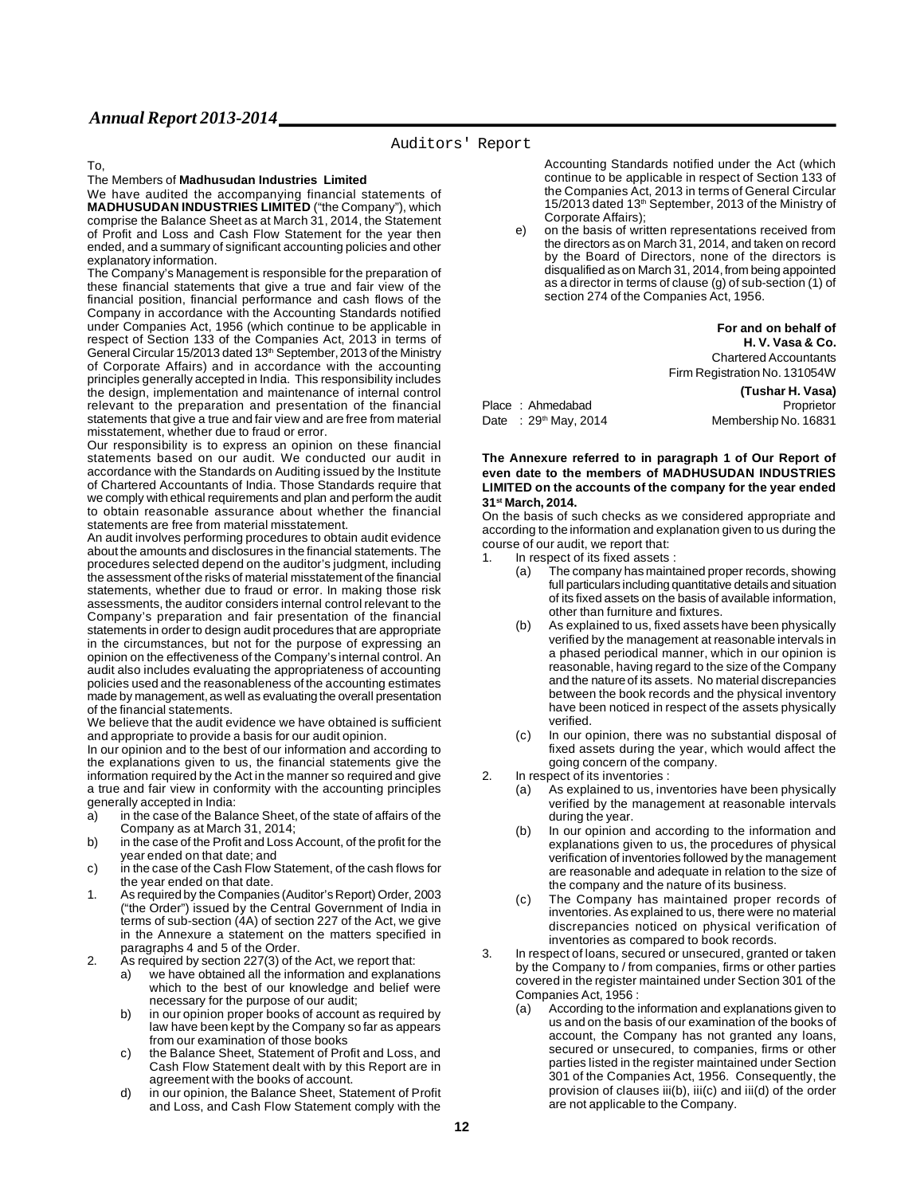## Auditors' Report

To,

The Members of **Madhusudan Industries Limited**

We have audited the accompanying financial statements of **MADHUSUDAN INDUSTRIES LIMITED** ("the Company"), which comprise the Balance Sheet as at March 31, 2014, the Statement of Profit and Loss and Cash Flow Statement for the year then ended, and a summary of significant accounting policies and other explanatory information.

The Company's Management is responsible for the preparation of these financial statements that give a true and fair view of the financial position, financial performance and cash flows of the Company in accordance with the Accounting Standards notified under Companies Act, 1956 (which continue to be applicable in respect of Section 133 of the Companies Act, 2013 in terms of General Circular 15/2013 dated 13th September, 2013 of the Ministry of Corporate Affairs) and in accordance with the accounting principles generally accepted in India. This responsibility includes the design, implementation and maintenance of internal control relevant to the preparation and presentation of the financial statements that give a true and fair view and are free from material misstatement, whether due to fraud or error.

Our responsibility is to express an opinion on these financial statements based on our audit. We conducted our audit in accordance with the Standards on Auditing issued by the Institute of Chartered Accountants of India. Those Standards require that we comply with ethical requirements and plan and perform the audit to obtain reasonable assurance about whether the financial statements are free from material misstatement.

An audit involves performing procedures to obtain audit evidence about the amounts and disclosures in the financial statements. The procedures selected depend on the auditor's judgment, including the assessment of the risks of material misstatement of the financial statements, whether due to fraud or error. In making those risk assessments, the auditor considers internal control relevant to the Company's preparation and fair presentation of the financial statements in order to design audit procedures that are appropriate in the circumstances, but not for the purpose of expressing an opinion on the effectiveness of the Company's internal control. An audit also includes evaluating the appropriateness of accounting policies used and the reasonableness of the accounting estimates made by management, as well as evaluating the overall presentation of the financial statements.

We believe that the audit evidence we have obtained is sufficient and appropriate to provide a basis for our audit opinion.

In our opinion and to the best of our information and according to the explanations given to us, the financial statements give the information required by the Act in the manner so required and give a true and fair view in conformity with the accounting principles generally accepted in India:

a) in the case of the Balance Sheet, of the state of affairs of the Company as at March 31, 2014;
b) in the case of the Profit and Loss Account, of the profit for the year ended on that date; and
c) in the case of the Cash Flow Statement, of the cash flows for the year ended on that date.

1. As required by the Companies (Auditor's Report) Order, 2003 ("the Order") issued by the Central Government of India in terms of sub-section (4A) of section 227 of the Act, we give in the Annexure a statement on the matters specified in paragraphs 4 and 5 of the Order.
2. As required by section 227(3) of the Act, we report that:
   a) we have obtained all the information and explanations which to the best of our knowledge and belief were necessary for the purpose of our audit;
   b) in our opinion proper books of account as required by law have been kept by the Company so far as appears from our examination of those books
   c) the Balance Sheet, Statement of Profit and Loss, and Cash Flow Statement dealt with by this Report are in agreement with the books of account.
   d) in our opinion, the Balance Sheet, Statement of Profit and Loss, and Cash Flow Statement comply with the Accounting Standards notified under the Act (which continue to be applicable in respect of Section 133 of the Companies Act, 2013 in terms of General Circular 15/2013 dated 13th September, 2013 of the Ministry of Corporate Affairs);
   e) on the basis of written representations received from the directors as on March 31, 2014, and taken on record by the Board of Directors, none of the directors is disqualified as on March 31, 2014, from being appointed as a director in terms of clause (g) of sub-section (1) of section 274 of the Companies Act, 1956.

**For and on behalf of**
**H. V. Vasa & Co.**
Chartered Accountants
Firm Registration No. 131054W

**(Tushar H. Vasa)**
Proprietor
Membership No. 16831

Place : Ahmedabad
Date : 29th May, 2014

**The Annexure referred to in paragraph 1 of Our Report of even date to the members of MADHUSUDAN INDUSTRIES LIMITED on the accounts of the company for the year ended 31st March, 2014.**

On the basis of such checks as we considered appropriate and according to the information and explanation given to us during the course of our audit, we report that:

1. In respect of its fixed assets :
   (a) The company has maintained proper records, showing full particulars including quantitative details and situation of its fixed assets on the basis of available information, other than furniture and fixtures.
   (b) As explained to us, fixed assets have been physically verified by the management at reasonable intervals in a phased periodical manner, which in our opinion is reasonable, having regard to the size of the Company and the nature of its assets. No material discrepancies between the book records and the physical inventory have been noticed in respect of the assets physically verified.
   (c) In our opinion, there was no substantial disposal of fixed assets during the year, which would affect the going concern of the company.
2. In respect of its inventories :
   (a) As explained to us, inventories have been physically verified by the management at reasonable intervals during the year.
   (b) In our opinion and according to the information and explanations given to us, the procedures of physical verification of inventories followed by the management are reasonable and adequate in relation to the size of the company and the nature of its business.
   (c) The Company has maintained proper records of inventories. As explained to us, there were no material discrepancies noticed on physical verification of inventories as compared to book records.
3. In respect of loans, secured or unsecured, granted or taken by the Company to / from companies, firms or other parties covered in the register maintained under Section 301 of the Companies Act, 1956 :
   (a) According to the information and explanations given to us and on the basis of our examination of the books of account, the Company has not granted any loans, secured or unsecured, to companies, firms or other parties listed in the register maintained under Section 301 of the Companies Act, 1956. Consequently, the provision of clauses iii(b), iii(c) and iii(d) of the order are not applicable to the Company.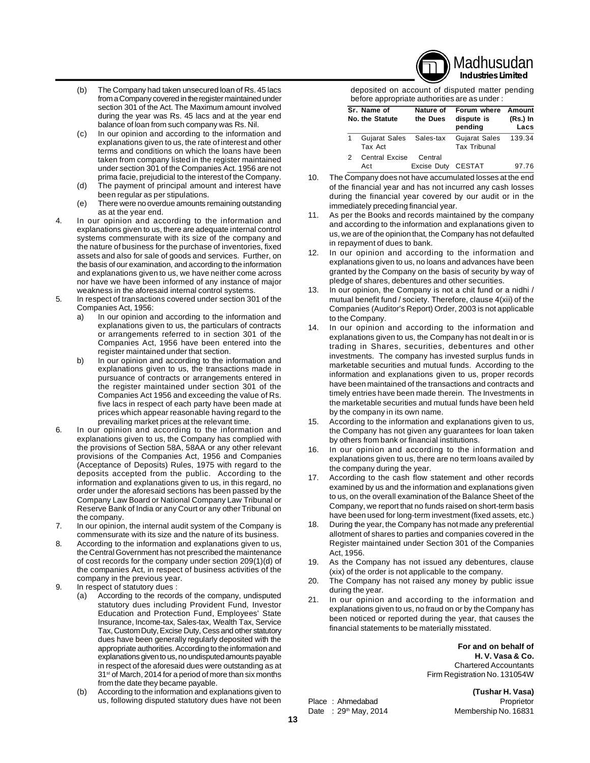(b) The Company had taken unsecured loan of Rs. 45 lacs from a Company covered in the register maintained under section 301 of the Act. The Maximum amount involved during the year was Rs. 45 lacs and at the year end balance of loan from such company was Rs. Nil.

(c) In our opinion and according to the information and explanations given to us, the rate of interest and other terms and conditions on which the loans have been taken from company listed in the register maintained under section 301 of the Companies Act. 1956 are not prima facie, prejudicial to the interest of the Company.

(d) The payment of principal amount and interest have been regular as per stipulations.

(e) There were no overdue amounts remaining outstanding as at the year end.

4. In our opinion and according to the information and explanations given to us, there are adequate internal control systems commensurate with its size of the company and the nature of business for the purchase of inventories, fixed assets and also for sale of goods and services. Further, on the basis of our examination, and according to the information and explanations given to us, we have neither come across nor have we have been informed of any instance of major weakness in the aforesaid internal control systems.

5. In respect of transactions covered under section 301 of the Companies Act, 1956:

   a) In our opinion and according to the information and explanations given to us, the particulars of contracts or arrangements referred to in section 301 of the Companies Act, 1956 have been entered into the register maintained under that section.

   b) In our opinion and according to the information and explanations given to us, the transactions made in pursuance of contracts or arrangements entered in the register maintained under section 301 of the Companies Act 1956 and exceeding the value of Rs. five lacs in respect of each party have been made at prices which appear reasonable having regard to the prevailing market prices at the relevant time.

6. In our opinion and according to the information and explanations given to us, the Company has complied with the provisions of Section 58A, 58AA or any other relevant provisions of the Companies Act, 1956 and Companies (Acceptance of Deposits) Rules, 1975 with regard to the deposits accepted from the public. According to the information and explanations given to us, in this regard, no order under the aforesaid sections has been passed by the Company Law Board or National Company Law Tribunal or Reserve Bank of India or any Court or any other Tribunal on the company.

7. In our opinion, the internal audit system of the Company is commensurate with its size and the nature of its business.

8. According to the information and explanations given to us, the Central Government has not prescribed the maintenance of cost records for the company under section 209(1)(d) of the companies Act, in respect of business activities of the company in the previous year.

9. In respect of statutory dues :

   (a) According to the records of the company, undisputed statutory dues including Provident Fund, Investor Education and Protection Fund, Employees' State Insurance, Income-tax, Sales-tax, Wealth Tax, Service Tax, Custom Duty, Excise Duty, Cess and other statutory dues have been generally regularly deposited with the appropriate authorities. According to the information and explanations given to us, no undisputed amounts payable in respect of the aforesaid dues were outstanding as at 31st of March, 2014 for a period of more than six months from the date they became payable.

   (b) According to the information and explanations given to us, following disputed statutory dues have not been deposited on account of disputed matter pending before appropriate authorities are as under :

| Sr. No. | Name of the Statute | Nature of the Dues | Forum where dispute is pending | Amount (Rs.) In Lacs |
|---|---|---|---|---|
| 1 | Gujarat Sales Tax Act | Sales-tax | Gujarat Sales Tax Tribunal | 139.34 |
| 2 | Central Excise Act | Central Excise Duty | CESTAT | 97.76 |

10. The Company does not have accumulated losses at the end of the financial year and has not incurred any cash losses during the financial year covered by our audit or in the immediately preceding financial year.

11. As per the Books and records maintained by the company and according to the information and explanations given to us, we are of the opinion that, the Company has not defaulted in repayment of dues to bank.

12. In our opinion and according to the information and explanations given to us, no loans and advances have been granted by the Company on the basis of security by way of pledge of shares, debentures and other securities.

13. In our opinion, the Company is not a chit fund or a nidhi / mutual benefit fund / society. Therefore, clause 4(xii) of the Companies (Auditor's Report) Order, 2003 is not applicable to the Company.

14. In our opinion and according to the information and explanations given to us, the Company has not dealt in or is trading in Shares, securities, debentures and other investments. The company has invested surplus funds in marketable securities and mutual funds. According to the information and explanations given to us, proper records have been maintained of the transactions and contracts and timely entries have been made therein. The Investments in the marketable securities and mutual funds have been held by the company in its own name.

15. According to the information and explanations given to us, the Company has not given any guarantees for loan taken by others from bank or financial institutions.

16. In our opinion and according to the information and explanations given to us, there are no term loans availed by the company during the year.

17. According to the cash flow statement and other records examined by us and the information and explanations given to us, on the overall examination of the Balance Sheet of the Company, we report that no funds raised on short-term basis have been used for long-term investment (fixed assets, etc.)

18. During the year, the Company has not made any preferential allotment of shares to parties and companies covered in the Register maintained under Section 301 of the Companies Act, 1956.

19. As the Company has not issued any debentures, clause (xix) of the order is not applicable to the company.

20. The Company has not raised any money by public issue during the year.

21. In our opinion and according to the information and explanations given to us, no fraud on or by the Company has been noticed or reported during the year, that causes the financial statements to be materially misstated.

**For and on behalf of**
**H. V. Vasa & Co.**
Chartered Accountants
Firm Registration No. 131054W

**(Tushar H. Vasa)**
Proprietor
Membership No. 16831

Place : Ahmedabad
Date : 29th May, 2014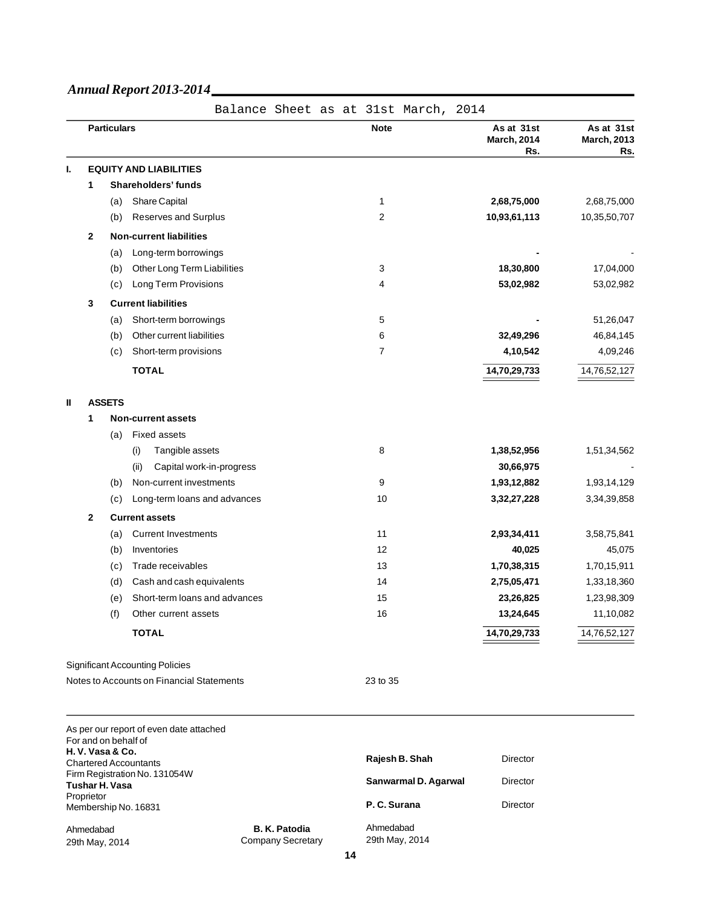# Balance Sheet as at 31st March, 2014

| | | | Particulars | Note | As at 31st March, 2014 Rs. | As at 31st March, 2013 Rs. |
|---|---|---|---|---|---|---|
| **I.** | | | **EQUITY AND LIABILITIES** | | | |
| | **1** | | **Shareholders' funds** | | | |
| | | (a) | Share Capital | 1 | **2,68,75,000** | 2,68,75,000 |
| | | (b) | Reserves and Surplus | 2 | **10,93,61,113** | 10,35,50,707 |
| | **2** | | **Non-current liabilities** | | | |
| | | (a) | Long-term borrowings | | **-** | - |
| | | (b) | Other Long Term Liabilities | 3 | **18,30,800** | 17,04,000 |
| | | (c) | Long Term Provisions | 4 | **53,02,982** | 53,02,982 |
| | **3** | | **Current liabilities** | | | |
| | | (a) | Short-term borrowings | 5 | **-** | 51,26,047 |
| | | (b) | Other current liabilities | 6 | **32,49,296** | 46,84,145 |
| | | (c) | Short-term provisions | 7 | **4,10,542** | 4,09,246 |
| | | | **TOTAL** | | **14,70,29,733** | 14,76,52,127 |
| **II** | | | **ASSETS** | | | |
| | **1** | | **Non-current assets** | | | |
| | | (a) | Fixed assets | | | |
| | | | (i) Tangible assets | 8 | **1,38,52,956** | 1,51,34,562 |
| | | | (ii) Capital work-in-progress | | **30,66,975** | - |
| | | (b) | Non-current investments | 9 | **1,93,12,882** | 1,93,14,129 |
| | | (c) | Long-term loans and advances | 10 | **3,32,27,228** | 3,34,39,858 |
| | **2** | | **Current assets** | | | |
| | | (a) | Current Investments | 11 | **2,93,34,411** | 3,58,75,841 |
| | | (b) | Inventories | 12 | **40,025** | 45,075 |
| | | (c) | Trade receivables | 13 | **1,70,38,315** | 1,70,15,911 |
| | | (d) | Cash and cash equivalents | 14 | **2,75,05,471** | 1,33,18,360 |
| | | (e) | Short-term loans and advances | 15 | **23,26,825** | 1,23,98,309 |
| | | (f) | Other current assets | 16 | **13,24,645** | 11,10,082 |
| | | | **TOTAL** | | **14,70,29,733** | 14,76,52,127 |

Significant Accounting Policies

Notes to Accounts on Financial Statements 23 to 35

As per our report of even date attached
For and on behalf of
**H. V. Vasa & Co.**
Chartered Accountants
Firm Registration No. 131054W
**Tushar H. Vasa**
Proprietor
Membership No. 16831

Ahmedabad
29th May, 2014

**B. K. Patodia**
Company Secretary

**Rajesh B. Shah** Director

**Sanwarmal D. Agarwal** Director

**P. C. Surana** Director

Ahmedabad
29th May, 2014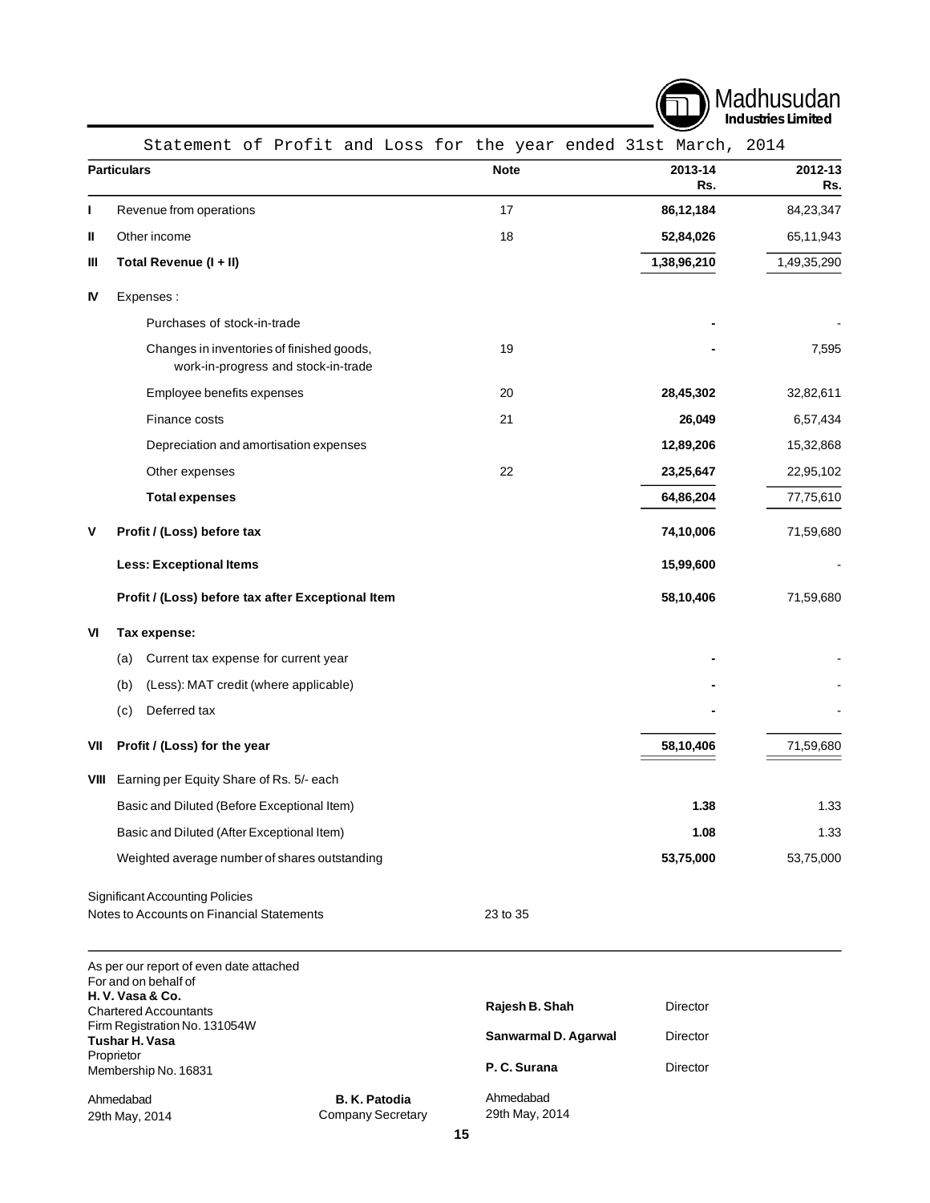Madhusudan Industries Limited

# Statement of Profit and Loss for the year ended 31st March, 2014

| | Particulars | Note | 2013-14 Rs. | 2012-13 Rs. |
|---|---|---|---|---|
| I | Revenue from operations | 17 | **86,12,184** | 84,23,347 |
| II | Other income | 18 | **52,84,026** | 65,11,943 |
| III | **Total Revenue (I + II)** | | **1,38,96,210** | 1,49,35,290 |
| IV | Expenses : | | | |
| | Purchases of stock-in-trade | | **-** | - |
| | Changes in inventories of finished goods, work-in-progress and stock-in-trade | 19 | **-** | 7,595 |
| | Employee benefits expenses | 20 | **28,45,302** | 32,82,611 |
| | Finance costs | 21 | **26,049** | 6,57,434 |
| | Depreciation and amortisation expenses | | **12,89,206** | 15,32,868 |
| | Other expenses | 22 | **23,25,647** | 22,95,102 |
| | **Total expenses** | | **64,86,204** | 77,75,610 |
| V | **Profit / (Loss) before tax** | | **74,10,006** | 71,59,680 |
| | **Less: Exceptional Items** | | **15,99,600** | - |
| | **Profit / (Loss) before tax after Exceptional Item** | | **58,10,406** | 71,59,680 |
| VI | **Tax expense:** | | | |
| | (a) Current tax expense for current year | | **-** | - |
| | (b) (Less): MAT credit (where applicable) | | **-** | - |
| | (c) Deferred tax | | **-** | - |
| VII | **Profit / (Loss) for the year** | | **58,10,406** | 71,59,680 |
| VIII | Earning per Equity Share of Rs. 5/- each | | | |
| | Basic and Diluted (Before Exceptional Item) | | **1.38** | 1.33 |
| | Basic and Diluted (After Exceptional Item) | | **1.08** | 1.33 |
| | Weighted average number of shares outstanding | | **53,75,000** | 53,75,000 |

Significant Accounting Policies
Notes to Accounts on Financial Statements — 23 to 35

As per our report of even date attached
For and on behalf of
**H. V. Vasa & Co.**
Chartered Accountants
Firm Registration No. 131054W
**Tushar H. Vasa**
Proprietor
Membership No. 16831

Ahmedabad
29th May, 2014

**B. K. Patodia**
Company Secretary

**Rajesh B. Shah** — Director
**Sanwarmal D. Agarwal** — Director
**P. C. Surana** — Director

Ahmedabad
29th May, 2014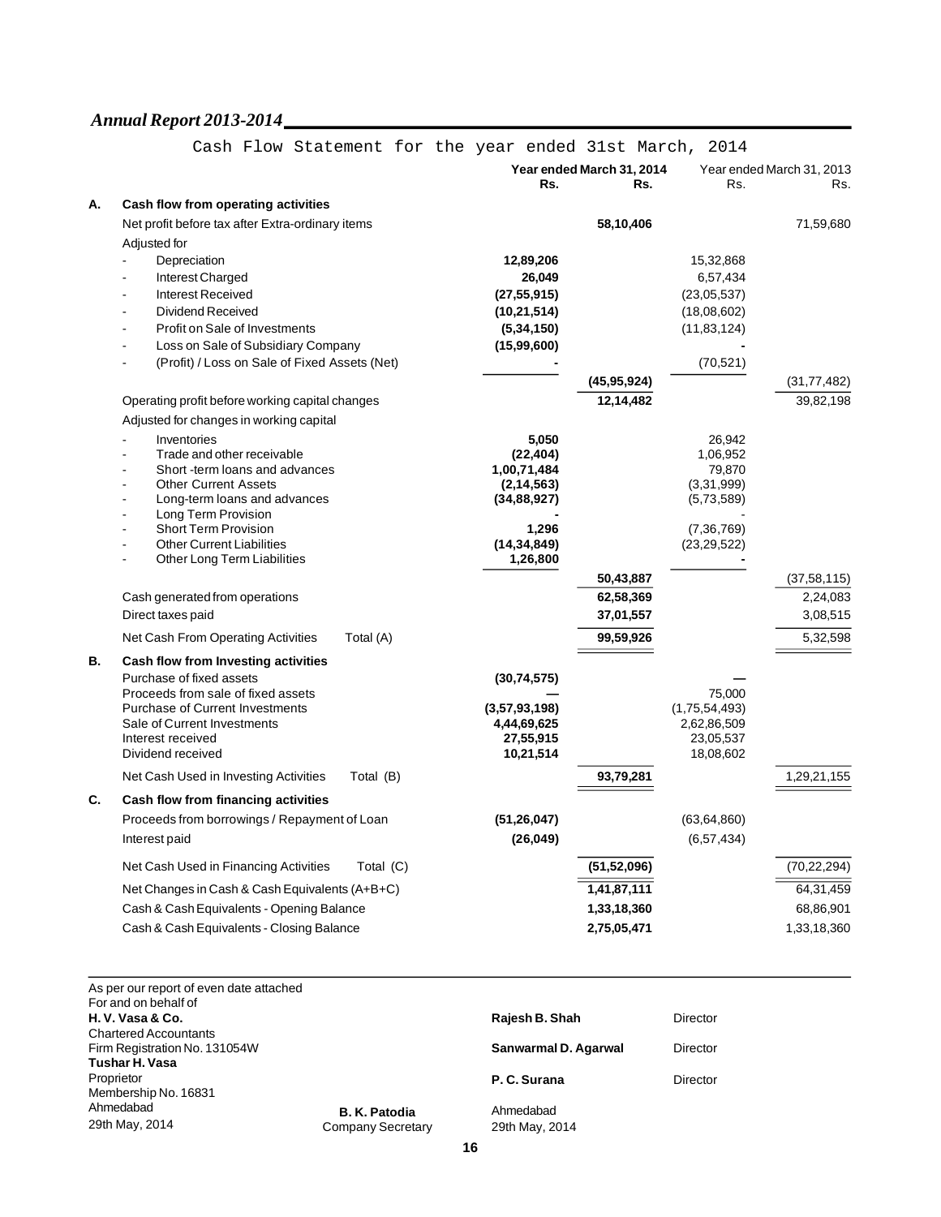## Cash Flow Statement for the year ended 31st March, 2014

| | | Year ended March 31, 2014 Rs. | Rs. | Year ended March 31, 2013 Rs. | Rs. |
|---|---|---|---|---|---|
| **A.** | **Cash flow from operating activities** | | | | |
| | Net profit before tax after Extra-ordinary items | | **58,10,406** | | 71,59,680 |
| | Adjusted for | | | | |
| | - Depreciation | **12,89,206** | | 15,32,868 | |
| | - Interest Charged | **26,049** | | 6,57,434 | |
| | - Interest Received | **(27,55,915)** | | (23,05,537) | |
| | - Dividend Received | **(10,21,514)** | | (18,08,602) | |
| | - Profit on Sale of Investments | **(5,34,150)** | | (11,83,124) | |
| | - Loss on Sale of Subsidiary Company | **(15,99,600)** | | - | |
| | - (Profit) / Loss on Sale of Fixed Assets (Net) | **-** | | (70,521) | |
| | | | **(45,95,924)** | | (31,77,482) |
| | Operating profit before working capital changes | | **12,14,482** | | 39,82,198 |
| | Adjusted for changes in working capital | | | | |
| | - Inventories | **5,050** | | 26,942 | |
| | - Trade and other receivable | **(22,404)** | | 1,06,952 | |
| | - Short -term loans and advances | **1,00,71,484** | | 79,870 | |
| | - Other Current Assets | **(2,14,563)** | | (3,31,999) | |
| | - Long-term loans and advances | **(34,88,927)** | | (5,73,589) | |
| | - Long Term Provision | **-** | | - | |
| | - Short Term Provision | **1,296** | | (7,36,769) | |
| | - Other Current Liabilities | **(14,34,849)** | | (23,29,522) | |
| | - Other Long Term Liabilities | **1,26,800** | | - | |
| | | | **50,43,887** | | (37,58,115) |
| | Cash generated from operations | | **62,58,369** | | 2,24,083 |
| | Direct taxes paid | | **37,01,557** | | 3,08,515 |
| | Net Cash From Operating Activities Total (A) | | **99,59,926** | | 5,32,598 |
| **B.** | **Cash flow from Investing activities** | | | | |
| | Purchase of fixed assets | **(30,74,575)** | | — | |
| | Proceeds from sale of fixed assets | **—** | | 75,000 | |
| | Purchase of Current Investments | **(3,57,93,198)** | | (1,75,54,493) | |
| | Sale of Current Investments | **4,44,69,625** | | 2,62,86,509 | |
| | Interest received | **27,55,915** | | 23,05,537 | |
| | Dividend received | **10,21,514** | | 18,08,602 | |
| | Net Cash Used in Investing Activities Total (B) | | **93,79,281** | | 1,29,21,155 |
| **C.** | **Cash flow from financing activities** | | | | |
| | Proceeds from borrowings / Repayment of Loan | **(51,26,047)** | | (63,64,860) | |
| | Interest paid | **(26,049)** | | (6,57,434) | |
| | Net Cash Used in Financing Activities Total (C) | | **(51,52,096)** | | (70,22,294) |
| | Net Changes in Cash & Cash Equivalents (A+B+C) | | **1,41,87,111** | | 64,31,459 |
| | Cash & Cash Equivalents - Opening Balance | | **1,33,18,360** | | 68,86,901 |
| | Cash & Cash Equivalents - Closing Balance | | **2,75,05,471** | | 1,33,18,360 |

As per our report of even date attached
For and on behalf of
**H. V. Vasa & Co.**
Chartered Accountants
Firm Registration No. 131054W
**Tushar H. Vasa**
Proprietor
Membership No. 16831
Ahmedabad
29th May, 2014

**B. K. Patodia**
Company Secretary

**Rajesh B. Shah** Director

**Sanwarmal D. Agarwal** Director

**P. C. Surana** Director

Ahmedabad
29th May, 2014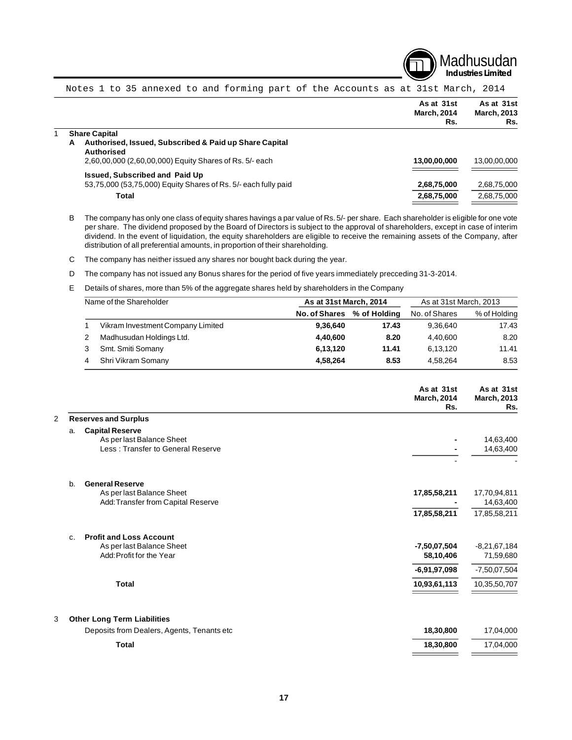Notes 1 to 35 annexed to and forming part of the Accounts as at 31st March, 2014

| | | As at 31st March, 2014 Rs. | As at 31st March, 2013 Rs. |
|---|---|---|---|
| **1** | **Share Capital** | | |
| **A** | **Authorised, Issued, Subscribed & Paid up Share Capital** | | |
| | **Authorised** | | |
| | 2,60,00,000 (2,60,00,000) Equity Shares of Rs. 5/- each | **13,00,00,000** | 13,00,00,000 |
| | **Issued, Subscribed and Paid Up** | | |
| | 53,75,000 (53,75,000) Equity Shares of Rs. 5/- each fully paid | **2,68,75,000** | 2,68,75,000 |
| | **Total** | **2,68,75,000** | 2,68,75,000 |

B The company has only one class of equity shares havings a par value of Rs. 5/- per share. Each shareholder is eligible for one vote per share. The dividend proposed by the Board of Directors is subject to the approval of shareholders, except in case of interim dividend. In the event of liquidation, the equity shareholders are eligible to receive the remaining assets of the Company, after distribution of all preferential amounts, in proportion of their shareholding.

C The company has neither issued any shares nor bought back during the year.

D The company has not issued any Bonus shares for the period of five years immediately precceding 31-3-2014.

E Details of shares, more than 5% of the aggregate shares held by shareholders in the Company

| | Name of the Shareholder | **As at 31st March, 2014** | | As at 31st March, 2013 | |
|---|---|---|---|---|---|
| | | **No. of Shares** | **% of Holding** | No. of Shares | % of Holding |
| 1 | Vikram Investment Company Limited | **9,36,640** | **17.43** | 9,36,640 | 17.43 |
| 2 | Madhusudan Holdings Ltd. | **4,40,600** | **8.20** | 4,40,600 | 8.20 |
| 3 | Smt. Smiti Somany | **6,13,120** | **11.41** | 6,13,120 | 11.41 |
| 4 | Shri Vikram Somany | **4,58,264** | **8.53** | 4,58,264 | 8.53 |

| | | As at 31st March, 2014 Rs. | As at 31st March, 2013 Rs. |
|---|---|---|---|
| **2** | **Reserves and Surplus** | | |
| a. | **Capital Reserve** | | |
| | As per last Balance Sheet | **-** | 14,63,400 |
| | Less : Transfer to General Reserve | **-** | 14,63,400 |
| | | - | - |
| b. | **General Reserve** | | |
| | As per last Balance Sheet | **17,85,58,211** | 17,70,94,811 |
| | Add: Transfer from Capital Reserve | **-** | 14,63,400 |
| | | **17,85,58,211** | 17,85,58,211 |
| c. | **Profit and Loss Account** | | |
| | As per last Balance Sheet | **-7,50,07,504** | -8,21,67,184 |
| | Add: Profit for the Year | **58,10,406** | 71,59,680 |
| | | **-6,91,97,098** | -7,50,07,504 |
| | **Total** | **10,93,61,113** | 10,35,50,707 |
| **3** | **Other Long Term Liabilities** | | |
| | Deposits from Dealers, Agents, Tenants etc | **18,30,800** | 17,04,000 |
| | **Total** | **18,30,800** | 17,04,000 |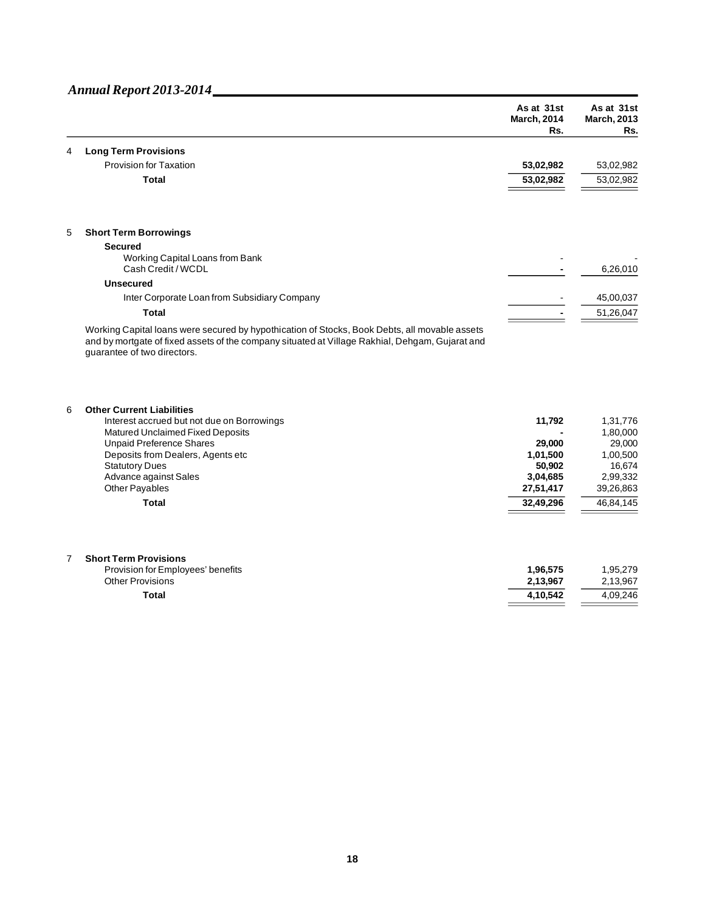| | | As at 31st March, 2014 Rs. | As at 31st March, 2013 Rs. |
|---|---|---|---|
| 4 | **Long Term Provisions** | | |
| | Provision for Taxation | **53,02,982** | 53,02,982 |
| | **Total** | **53,02,982** | 53,02,982 |
| 5 | **Short Term Borrowings** | | |
| | **Secured** | | |
| | Working Capital Loans from Bank | - | - |
| | Cash Credit / WCDL | **-** | 6,26,010 |
| | **Unsecured** | | |
| | Inter Corporate Loan from Subsidiary Company | - | 45,00,037 |
| | **Total** | **-** | 51,26,047 |

Working Capital loans were secured by hypothication of Stocks, Book Debts, all movable assets and by mortgate of fixed assets of the company situated at Village Rakhial, Dehgam, Gujarat and guarantee of two directors.

| | | As at 31st March, 2014 Rs. | As at 31st March, 2013 Rs. |
|---|---|---|---|
| 6 | **Other Current Liabilities** | | |
| | Interest accrued but not due on Borrowings | **11,792** | 1,31,776 |
| | Matured Unclaimed Fixed Deposits | **-** | 1,80,000 |
| | Unpaid Preference Shares | **29,000** | 29,000 |
| | Deposits from Dealers, Agents etc | **1,01,500** | 1,00,500 |
| | Statutory Dues | **50,902** | 16,674 |
| | Advance against Sales | **3,04,685** | 2,99,332 |
| | Other Payables | **27,51,417** | 39,26,863 |
| | **Total** | **32,49,296** | 46,84,145 |
| 7 | **Short Term Provisions** | | |
| | Provision for Employees' benefits | **1,96,575** | 1,95,279 |
| | Other Provisions | **2,13,967** | 2,13,967 |
| | **Total** | **4,10,542** | 4,09,246 |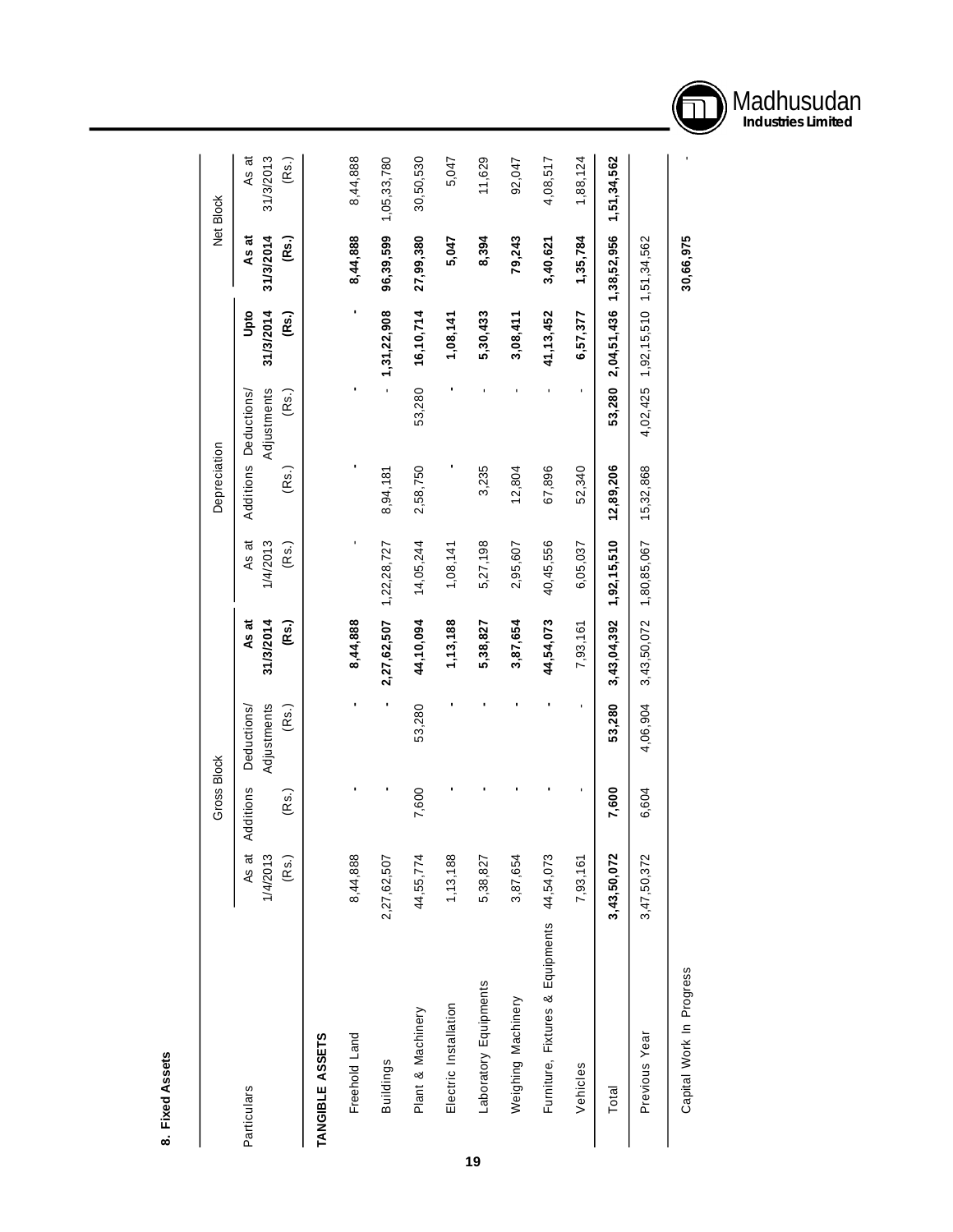## 8. Fixed Assets

| Particulars | Gross Block | | | | Depreciation | | | | Net Block | |
|---|---|---|---|---|---|---|---|---|---|---|
| | As at 1/4/2013 (Rs.) | Additions (Rs.) | Deductions/ Adjustments (Rs.) | As at 31/3/2014 (Rs.) | As at 1/4/2013 (Rs.) | Additions (Rs.) | Deductions/ Adjustments (Rs.) | Upto 31/3/2014 (Rs.) | As at 31/3/2014 (Rs.) | As at 31/3/2013 (Rs.) |
| **TANGIBLE ASSETS** | | | | | | | | | | |
| Freehold Land | 8,44,888 | - | - | **8,44,888** | - | - | - | - | **8,44,888** | 8,44,888 |
| Buildings | 2,27,62,507 | - | - | **2,27,62,507** | 1,22,28,727 | 8,94,181 | - | **1,31,22,908** | **96,39,599** | 1,05,33,780 |
| Plant & Machinery | 44,55,774 | 7,600 | 53,280 | **44,10,094** | 14,05,244 | 2,58,750 | 53,280 | **16,10,714** | **27,99,380** | 30,50,530 |
| Electric Installation | 1,13,188 | - | - | **1,13,188** | 1,08,141 | - | - | **1,08,141** | **5,047** | 5,047 |
| Laboratory Equipments | 5,38,827 | - | - | **5,38,827** | 5,27,198 | 3,235 | - | **5,30,433** | **8,394** | 11,629 |
| Weighing Machinery | 3,87,654 | - | - | **3,87,654** | 2,95,607 | 12,804 | - | **3,08,411** | **79,243** | 92,047 |
| Furniture, Fixtures & Equipments | 44,54,073 | - | - | **44,54,073** | 40,45,556 | 67,896 | - | **41,13,452** | **3,40,621** | 4,08,517 |
| Vehicles | 7,93,161 | - | - | 7,93,161 | 6,05,037 | 52,340 | - | **6,57,377** | **1,35,784** | 1,88,124 |
| Total | **3,43,50,072** | **7,600** | **53,280** | **3,43,04,392** | **1,92,15,510** | **12,89,206** | **53,280** | **2,04,51,436** | **1,38,52,956** | **1,51,34,562** |
| Previous Year | 3,47,50,372 | 6,604 | 4,06,904 | 3,43,50,072 | 1,80,85,067 | 15,32,868 | 4,02,425 | 1,92,15,510 | 1,51,34,562 | |
| Capital Work In Progress | | | | | | | | | **30,66,975** | - |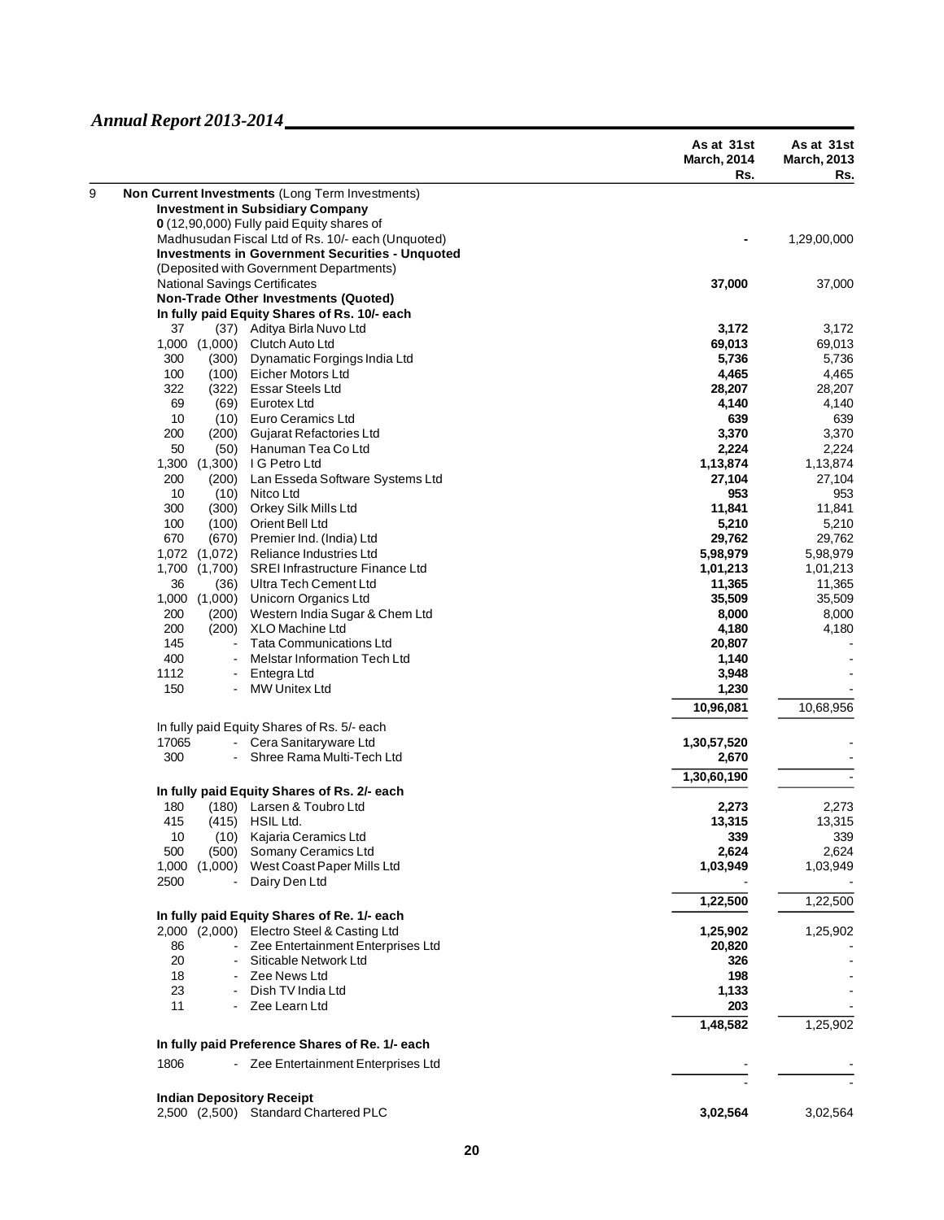| | | As at 31st March, 2014 Rs. | As at 31st March, 2013 Rs. |
|---|---|---|---|
| 9 | **Non Current Investments** (Long Term Investments) | | |
| | **Investment in Subsidiary Company** | | |
| | **0** (12,90,000) Fully paid Equity shares of Madhusudan Fiscal Ltd of Rs. 10/- each (Unquoted) | **-** | 1,29,00,000 |
| | **Investments in Government Securities - Unquoted** (Deposited with Government Departments) | | |
| | National Savings Certificates | **37,000** | 37,000 |
| | **Non-Trade Other Investments (Quoted)** | | |
| | **In fully paid Equity Shares of Rs. 10/- each** | | |
| | 37 (37) Aditya Birla Nuvo Ltd | **3,172** | 3,172 |
| | 1,000 (1,000) Clutch Auto Ltd | **69,013** | 69,013 |
| | 300 (300) Dynamatic Forgings India Ltd | **5,736** | 5,736 |
| | 100 (100) Eicher Motors Ltd | **4,465** | 4,465 |
| | 322 (322) Essar Steels Ltd | **28,207** | 28,207 |
| | 69 (69) Eurotex Ltd | **4,140** | 4,140 |
| | 10 (10) Euro Ceramics Ltd | **639** | 639 |
| | 200 (200) Gujarat Refactories Ltd | **3,370** | 3,370 |
| | 50 (50) Hanuman Tea Co Ltd | **2,224** | 2,224 |
| | 1,300 (1,300) I G Petro Ltd | **1,13,874** | 1,13,874 |
| | 200 (200) Lan Esseda Software Systems Ltd | **27,104** | 27,104 |
| | 10 (10) Nitco Ltd | **953** | 953 |
| | 300 (300) Orkey Silk Mills Ltd | **11,841** | 11,841 |
| | 100 (100) Orient Bell Ltd | **5,210** | 5,210 |
| | 670 (670) Premier Ind. (India) Ltd | **29,762** | 29,762 |
| | 1,072 (1,072) Reliance Industries Ltd | **5,98,979** | 5,98,979 |
| | 1,700 (1,700) SREI Infrastructure Finance Ltd | **1,01,213** | 1,01,213 |
| | 36 (36) Ultra Tech Cement Ltd | **11,365** | 11,365 |
| | 1,000 (1,000) Unicorn Organics Ltd | **35,509** | 35,509 |
| | 200 (200) Western India Sugar & Chem Ltd | **8,000** | 8,000 |
| | 200 (200) XLO Machine Ltd | **4,180** | 4,180 |
| | 145 - Tata Communications Ltd | **20,807** | - |
| | 400 - Melstar Information Tech Ltd | **1,140** | - |
| | 1112 - Entegra Ltd | **3,948** | - |
| | 150 - MW Unitex Ltd | **1,230** | - |
| | | **10,96,081** | 10,68,956 |
| | In fully paid Equity Shares of Rs. 5/- each | | |
| | 17065 - Cera Sanitaryware Ltd | **1,30,57,520** | - |
| | 300 - Shree Rama Multi-Tech Ltd | **2,670** | - |
| | | **1,30,60,190** | - |
| | **In fully paid Equity Shares of Rs. 2/- each** | | |
| | 180 (180) Larsen & Toubro Ltd | **2,273** | 2,273 |
| | 415 (415) HSIL Ltd. | **13,315** | 13,315 |
| | 10 (10) Kajaria Ceramics Ltd | **339** | 339 |
| | 500 (500) Somany Ceramics Ltd | **2,624** | 2,624 |
| | 1,000 (1,000) West Coast Paper Mills Ltd | **1,03,949** | 1,03,949 |
| | 2500 - Dairy Den Ltd | - | - |
| | | **1,22,500** | 1,22,500 |
| | **In fully paid Equity Shares of Re. 1/- each** | | |
| | 2,000 (2,000) Electro Steel & Casting Ltd | **1,25,902** | 1,25,902 |
| | 86 - Zee Entertainment Enterprises Ltd | **20,820** | - |
| | 20 - Siticable Network Ltd | **326** | - |
| | 18 - Zee News Ltd | **198** | - |
| | 23 - Dish TV India Ltd | **1,133** | - |
| | 11 - Zee Learn Ltd | **203** | - |
| | | **1,48,582** | 1,25,902 |
| | **In fully paid Preference Shares of Re. 1/- each** | | |
| | 1806 - Zee Entertainment Enterprises Ltd | - | - |
| | | - | - |
| | **Indian Depository Receipt** | | |
| | 2,500 (2,500) Standard Chartered PLC | **3,02,564** | 3,02,564 |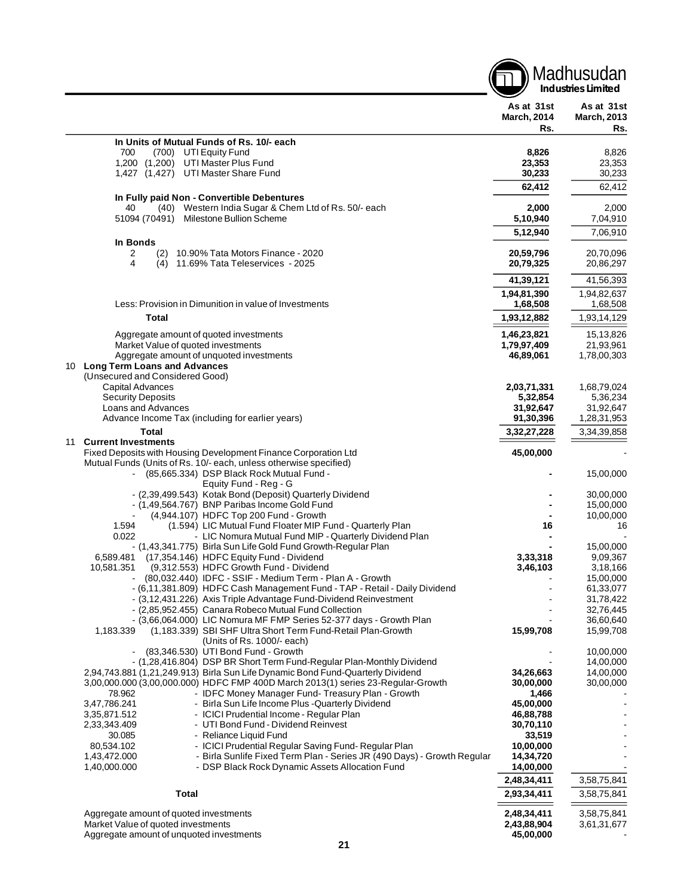| | As at 31st March, 2014 Rs. | As at 31st March, 2013 Rs. |
|---|---|---|
| **In Units of Mutual Funds of Rs. 10/- each** | | |
| 700 (700) UTI Equity Fund | **8,826** | 8,826 |
| 1,200 (1,200) UTI Master Plus Fund | **23,353** | 23,353 |
| 1,427 (1,427) UTI Master Share Fund | **30,233** | 30,233 |
| | **62,412** | 62,412 |
| **In Fully paid Non - Convertible Debentures** | | |
| 40 (40) Western India Sugar & Chem Ltd of Rs. 50/- each | **2,000** | 2,000 |
| 51094 (70491) Milestone Bullion Scheme | **5,10,940** | 7,04,910 |
| | **5,12,940** | 7,06,910 |
| **In Bonds** | | |
| 2 (2) 10.90% Tata Motors Finance - 2020 | **20,59,796** | 20,70,096 |
| 4 (4) 11.69% Tata Teleservices - 2025 | **20,79,325** | 20,86,297 |
| | **41,39,121** | 41,56,393 |
| | **1,94,81,390** | 1,94,82,637 |
| Less: Provision in Dimunition in value of Investments | **1,68,508** | 1,68,508 |
| **Total** | **1,93,12,882** | 1,93,14,129 |
| Aggregate amount of quoted investments | **1,46,23,821** | 15,13,826 |
| Market Value of quoted investments | **1,79,97,409** | 21,93,961 |
| Aggregate amount of unquoted investments | **46,89,061** | 1,78,00,303 |

## 10 Long Term Loans and Advances

| (Unsecured and Considered Good) | As at 31st March, 2014 Rs. | As at 31st March, 2013 Rs. |
|---|---|---|
| Capital Advances | **2,03,71,331** | 1,68,79,024 |
| Security Deposits | **5,32,854** | 5,36,234 |
| Loans and Advances | **31,92,647** | 31,92,647 |
| Advance Income Tax (including for earlier years) | **91,30,396** | 1,28,31,953 |
| **Total** | **3,32,27,228** | 3,34,39,858 |

## 11 Current Investments

| | As at 31st March, 2014 Rs. | As at 31st March, 2013 Rs. |
|---|---|---|
| Fixed Deposits with Housing Development Finance Corporation Ltd | **45,00,000** | - |
| Mutual Funds (Units of Rs. 10/- each, unless otherwise specified) | | |
| - (85,665.334) DSP Black Rock Mutual Fund - Equity Fund - Reg - G | **-** | 15,00,000 |
| - (2,39,499.543) Kotak Bond (Deposit) Quarterly Dividend | **-** | 30,00,000 |
| - (1,49,564.767) BNP Paribas Income Gold Fund | **-** | 15,00,000 |
| - (4,944.107) HDFC Top 200 Fund - Growth | **-** | 10,00,000 |
| 1.594 (1.594) LIC Mutual Fund Floater MIP Fund - Quarterly Plan | **16** | 16 |
| 0.022 - LIC Nomura Mutual Fund MIP - Quarterly Dividend Plan | **-** | - |
| - (1,43,341.775) Birla Sun Life Gold Fund Growth-Regular Plan | **-** | 15,00,000 |
| 6,589.481 (17,354.146) HDFC Equity Fund - Dividend | **3,33,318** | 9,09,367 |
| 10,581.351 (9,312.553) HDFC Growth Fund - Dividend | **3,46,103** | 3,18,166 |
| - (80,032.440) IDFC - SSIF - Medium Term - Plan A - Growth | - | 15,00,000 |
| - (6,11,381.809) HDFC Cash Management Fund - TAP - Retail - Daily Dividend | - | 61,33,077 |
| - (3,12,431.226) Axis Triple Advantage Fund-Dividend Reinvestment | - | 31,78,422 |
| - (2,85,952.455) Canara Robeco Mutual Fund Collection | - | 32,76,445 |
| - (3,66,064.000) LIC Nomura MF FMP Series 52-377 days - Growth Plan | - | 36,60,640 |
| 1,183.339 (1,183.339) SBI SHF Ultra Short Term Fund-Retail Plan-Growth (Units of Rs. 1000/- each) | **15,99,708** | 15,99,708 |
| - (83,346.530) UTI Bond Fund - Growth | - | 10,00,000 |
| - (1,28,416.804) DSP BR Short Term Fund-Regular Plan-Monthly Dividend | - | 14,00,000 |
| 2,94,743.881 (1,21,249.913) Birla Sun Life Dynamic Bond Fund-Quarterly Dividend | **34,26,663** | 14,00,000 |
| 3,00,000.000 (3,00,000.000) HDFC FMP 400D March 2013(1) series 23-Regular-Growth | **30,00,000** | 30,00,000 |
| 78.962 - IDFC Money Manager Fund- Treasury Plan - Growth | **1,466** | - |
| 3,47,786.241 - Birla Sun Life Income Plus -Quarterly Dividend | **45,00,000** | - |
| 3,35,871.512 - ICICI Prudential Income - Regular Plan | **46,88,788** | - |
| 2,33,343.409 - UTI Bond Fund - Dividend Reinvest | **30,70,110** | - |
| 30.085 - Reliance Liquid Fund | **33,519** | - |
| 80,534.102 - ICICI Prudential Regular Saving Fund- Regular Plan | **10,00,000** | - |
| 1,43,472.000 - Birla Sunlife Fixed Term Plan - Series JR (490 Days) - Growth Regular | **14,34,720** | - |
| 1,40,000.000 - DSP Black Rock Dynamic Assets Allocation Fund | **14,00,000** | - |
| | **2,48,34,411** | 3,58,75,841 |
| **Total** | **2,93,34,411** | 3,58,75,841 |
| Aggregate amount of quoted investments | **2,48,34,411** | 3,58,75,841 |
| Market Value of quoted investments | **2,43,88,904** | 3,61,31,677 |
| Aggregate amount of unquoted investments | **45,00,000** | - |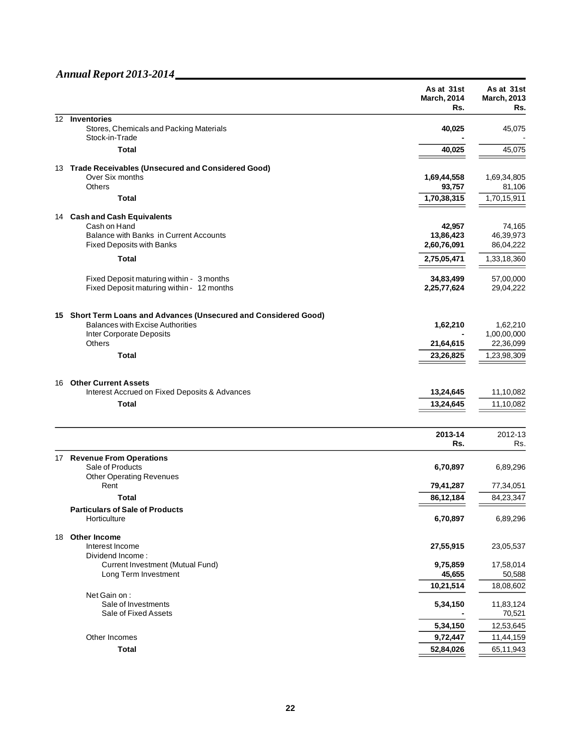| | As at 31st March, 2014 Rs. | As at 31st March, 2013 Rs. |
|---|---|---|
| **12 Inventories** | | |
| Stores, Chemicals and Packing Materials | **40,025** | 45,075 |
| Stock-in-Trade | **-** | - |
| **Total** | **40,025** | 45,075 |
| **13 Trade Receivables (Unsecured and Considered Good)** | | |
| Over Six months | **1,69,44,558** | 1,69,34,805 |
| Others | **93,757** | 81,106 |
| **Total** | **1,70,38,315** | 1,70,15,911 |
| **14 Cash and Cash Equivalents** | | |
| Cash on Hand | **42,957** | 74,165 |
| Balance with Banks in Current Accounts | **13,86,423** | 46,39,973 |
| Fixed Deposits with Banks | **2,60,76,091** | 86,04,222 |
| **Total** | **2,75,05,471** | 1,33,18,360 |
| Fixed Deposit maturing within - 3 months | **34,83,499** | 57,00,000 |
| Fixed Deposit maturing within - 12 months | **2,25,77,624** | 29,04,222 |
| **15 Short Term Loans and Advances (Unsecured and Considered Good)** | | |
| Balances with Excise Authorities | **1,62,210** | 1,62,210 |
| Inter Corporate Deposits | **-** | 1,00,00,000 |
| Others | **21,64,615** | 22,36,099 |
| **Total** | **23,26,825** | 1,23,98,309 |
| **16 Other Current Assets** | | |
| Interest Accrued on Fixed Deposits & Advances | **13,24,645** | 11,10,082 |
| **Total** | **13,24,645** | 11,10,082 |

| | 2013-14 Rs. | 2012-13 Rs. |
|---|---|---|
| **17 Revenue From Operations** | | |
| Sale of Products | **6,70,897** | 6,89,296 |
| Other Operating Revenues | | |
| Rent | **79,41,287** | 77,34,051 |
| **Total** | **86,12,184** | 84,23,347 |
| **Particulars of Sale of Products** | | |
| Horticulture | **6,70,897** | 6,89,296 |
| **18 Other Income** | | |
| Interest Income | **27,55,915** | 23,05,537 |
| Dividend Income : | | |
| Current Investment (Mutual Fund) | **9,75,859** | 17,58,014 |
| Long Term Investment | **45,655** | 50,588 |
| | **10,21,514** | 18,08,602 |
| Net Gain on : | | |
| Sale of Investments | **5,34,150** | 11,83,124 |
| Sale of Fixed Assets | **-** | 70,521 |
| | **5,34,150** | 12,53,645 |
| Other Incomes | **9,72,447** | 11,44,159 |
| **Total** | **52,84,026** | 65,11,943 |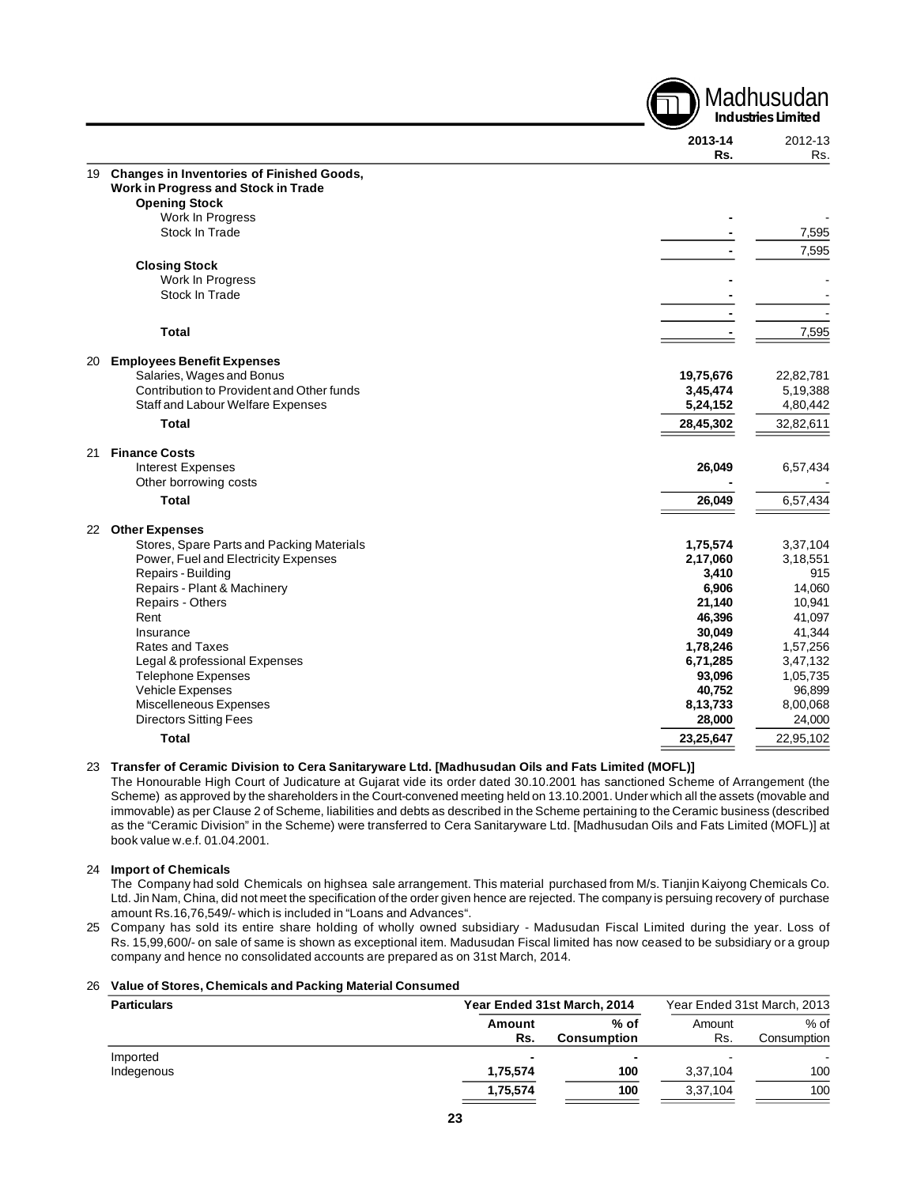| | | 2013-14 Rs. | 2012-13 Rs. |
|---|---|---|---|
| 19 | **Changes in Inventories of Finished Goods, Work in Progress and Stock in Trade** | | |
| | **Opening Stock** | | |
| | Work In Progress | - | - |
| | Stock In Trade | - | 7,595 |
| | | - | 7,595 |
| | **Closing Stock** | | |
| | Work In Progress | - | - |
| | Stock In Trade | - | - |
| | | - | - |
| | **Total** | - | 7,595 |
| 20 | **Employees Benefit Expenses** | | |
| | Salaries, Wages and Bonus | 19,75,676 | 22,82,781 |
| | Contribution to Provident and Other funds | 3,45,474 | 5,19,388 |
| | Staff and Labour Welfare Expenses | 5,24,152 | 4,80,442 |
| | **Total** | 28,45,302 | 32,82,611 |
| 21 | **Finance Costs** | | |
| | Interest Expenses | 26,049 | 6,57,434 |
| | Other borrowing costs | - | - |
| | **Total** | 26,049 | 6,57,434 |
| 22 | **Other Expenses** | | |
| | Stores, Spare Parts and Packing Materials | 1,75,574 | 3,37,104 |
| | Power, Fuel and Electricity Expenses | 2,17,060 | 3,18,551 |
| | Repairs - Building | 3,410 | 915 |
| | Repairs - Plant & Machinery | 6,906 | 14,060 |
| | Repairs - Others | 21,140 | 10,941 |
| | Rent | 46,396 | 41,097 |
| | Insurance | 30,049 | 41,344 |
| | Rates and Taxes | 1,78,246 | 1,57,256 |
| | Legal & professional Expenses | 6,71,285 | 3,47,132 |
| | Telephone Expenses | 93,096 | 1,05,735 |
| | Vehicle Expenses | 40,752 | 96,899 |
| | Miscelleneous Expenses | 8,13,733 | 8,00,068 |
| | Directors Sitting Fees | 28,000 | 24,000 |
| | **Total** | 23,25,647 | 22,95,102 |

23 **Transfer of Ceramic Division to Cera Sanitaryware Ltd. [Madhusudan Oils and Fats Limited (MOFL)]**

The Honourable High Court of Judicature at Gujarat vide its order dated 30.10.2001 has sanctioned Scheme of Arrangement (the Scheme) as approved by the shareholders in the Court-convened meeting held on 13.10.2001. Under which all the assets (movable and immovable) as per Clause 2 of Scheme, liabilities and debts as described in the Scheme pertaining to the Ceramic business (described as the "Ceramic Division" in the Scheme) were transferred to Cera Sanitaryware Ltd. [Madhusudan Oils and Fats Limited (MOFL)] at book value w.e.f. 01.04.2001.

24 **Import of Chemicals**

The Company had sold Chemicals on highsea sale arrangement. This material purchased from M/s. Tianjin Kaiyong Chemicals Co. Ltd. Jin Nam, China, did not meet the specification of the order given hence are rejected. The company is persuing recovery of purchase amount Rs.16,76,549/- which is included in "Loans and Advances".

25 Company has sold its entire share holding of wholly owned subsidiary - Madusudan Fiscal Limited during the year. Loss of Rs. 15,99,600/- on sale of same is shown as exceptional item. Madusudan Fiscal limited has now ceased to be subsidiary or a group company and hence no consolidated accounts are prepared as on 31st March, 2014.

26 **Value of Stores, Chemicals and Packing Material Consumed**

| **Particulars** | **Year Ended 31st March, 2014** | | Year Ended 31st March, 2013 | |
|---|---|---|---|---|
| | **Amount Rs.** | **% of Consumption** | Amount Rs. | % of Consumption |
| Imported | - | - | - | - |
| Indegenous | 1,75,574 | 100 | 3,37,104 | 100 |
| | 1,75,574 | 100 | 3,37,104 | 100 |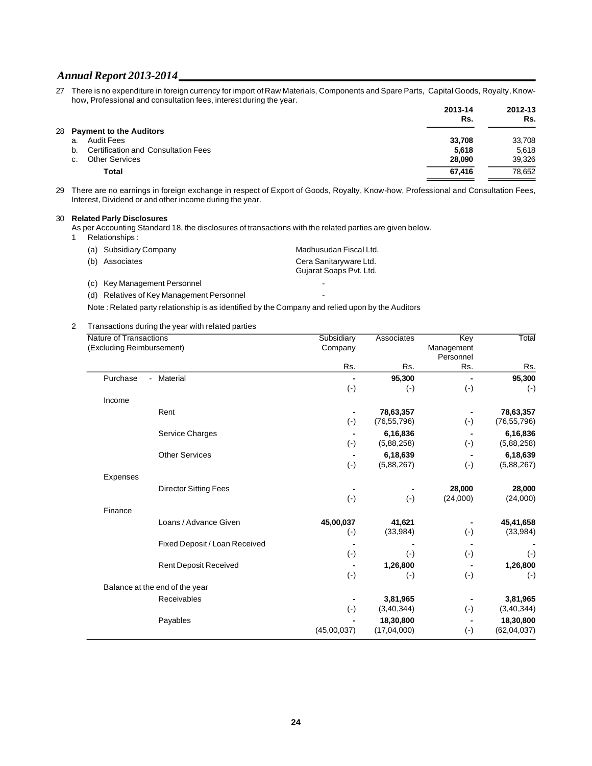27 There is no expenditure in foreign currency for import of Raw Materials, Components and Spare Parts, Capital Goods, Royalty, Know-how, Professional and consultation fees, interest during the year.

| | 2013-14 Rs. | 2012-13 Rs. |
|---|---|---|
| **28 Payment to the Auditors** | | |
| a. Audit Fees | **33,708** | 33,708 |
| b. Certification and Consultation Fees | **5,618** | 5,618 |
| c. Other Services | **28,090** | 39,326 |
| **Total** | **67,416** | 78,652 |

29 There are no earnings in foreign exchange in respect of Export of Goods, Royalty, Know-how, Professional and Consultation Fees, Interest, Dividend or and other income during the year.

30 **Related Parly Disclosures**

As per Accounting Standard 18, the disclosures of transactions with the related parties are given below.

1 Relationships :

| | |
|---|---|
| (a) Subsidiary Company | Madhusudan Fiscal Ltd. |
| (b) Associates | Cera Sanitaryware Ltd.<br>Gujarat Soaps Pvt. Ltd. |
| (c) Key Management Personnel | - |
| (d) Relatives of Key Management Personnel | - |

Note : Related party relationship is as identified by the Company and relied upon by the Auditors

2 Transactions during the year with related parties

| Nature of Transactions (Excluding Reimbursement) | | Subsidiary Company | Associates | Key Management Personnel | Total |
|---|---|---|---|---|---|
| | | Rs. | Rs. | Rs. | Rs. |
| Purchase | - Material | **-** | **95,300** | **-** | **95,300** |
| | | (-) | (-) | (-) | (-) |
| Income | | | | | |
| | Rent | **-** | **78,63,357** | **-** | **78,63,357** |
| | | (-) | (76,55,796) | (-) | (76,55,796) |
| | Service Charges | **-** | **6,16,836** | **-** | **6,16,836** |
| | | (-) | (5,88,258) | (-) | (5,88,258) |
| | Other Services | **-** | **6,18,639** | **-** | **6,18,639** |
| | | (-) | (5,88,267) | (-) | (5,88,267) |
| Expenses | | | | | |
| | Director Sitting Fees | **-** | **-** | **28,000** | **28,000** |
| | | (-) | (-) | (24,000) | (24,000) |
| Finance | | | | | |
| | Loans / Advance Given | **45,00,037** | **41,621** | **-** | **45,41,658** |
| | | (-) | (33,984) | (-) | (33,984) |
| | Fixed Deposit / Loan Received | **-** | **-** | **-** | **-** |
| | | (-) | (-) | (-) | (-) |
| | Rent Deposit Received | **-** | **1,26,800** | **-** | **1,26,800** |
| | | (-) | (-) | (-) | (-) |
| Balance at the end of the year | | | | | |
| | Receivables | **-** | **3,81,965** | **-** | **3,81,965** |
| | | (-) | (3,40,344) | (-) | (3,40,344) |
| | Payables | **-** | **18,30,800** | **-** | **18,30,800** |
| | | (45,00,037) | (17,04,000) | (-) | (62,04,037) |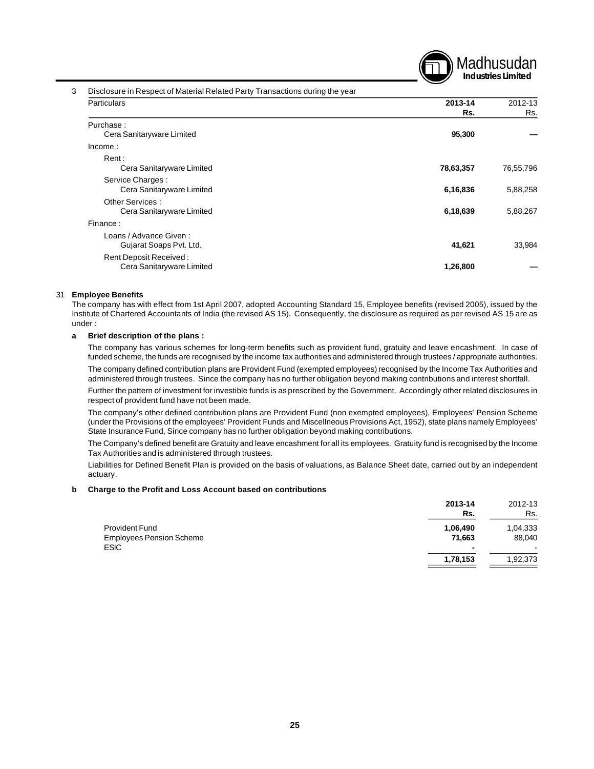3 Disclosure in Respect of Material Related Party Transactions during the year

| Particulars | 2013-14 Rs. | 2012-13 Rs. |
|---|---|---|
| Purchase : | | |
| Cera Sanitaryware Limited | **95,300** | — |
| Income : | | |
| Rent : | | |
| Cera Sanitaryware Limited | **78,63,357** | 76,55,796 |
| Service Charges : | | |
| Cera Sanitaryware Limited | **6,16,836** | 5,88,258 |
| Other Services : | | |
| Cera Sanitaryware Limited | **6,18,639** | 5,88,267 |
| Finance : | | |
| Loans / Advance Given : | | |
| Gujarat Soaps Pvt. Ltd. | **41,621** | 33,984 |
| Rent Deposit Received : | | |
| Cera Sanitaryware Limited | **1,26,800** | — |

## 31 Employee Benefits

The company has with effect from 1st April 2007, adopted Accounting Standard 15, Employee benefits (revised 2005), issued by the Institute of Chartered Accountants of India (the revised AS 15). Consequently, the disclosure as required as per revised AS 15 are as under :

### a Brief description of the plans :

The company has various schemes for long-term benefits such as provident fund, gratuity and leave encashment. In case of funded scheme, the funds are recognised by the income tax authorities and administered through trustees / appropriate authorities.

The company defined contribution plans are Provident Fund (exempted employees) recognised by the Income Tax Authorities and administered through trustees. Since the company has no further obligation beyond making contributions and interest shortfall.

Further the pattern of investment for investible funds is as prescribed by the Government. Accordingly other related disclosures in respect of provident fund have not been made.

The company's other defined contribution plans are Provident Fund (non exempted employees), Employees' Pension Scheme (under the Provisions of the employees' Provident Funds and Miscellneous Provisions Act, 1952), state plans namely Employees' State Insurance Fund, Since company has no further obligation beyond making contributions.

The Company's defined benefit are Gratuity and leave encashment for all its employees. Gratuity fund is recognised by the Income Tax Authorities and is administered through trustees.

Liabilities for Defined Benefit Plan is provided on the basis of valuations, as Balance Sheet date, carried out by an independent actuary.

### b Charge to the Profit and Loss Account based on contributions

| | 2013-14 Rs. | 2012-13 Rs. |
|---|---|---|
| Provident Fund | **1,06,490** | 1,04,333 |
| Employees Pension Scheme | **71,663** | 88,040 |
| ESIC | **-** | - |
| | **1,78,153** | 1,92,373 |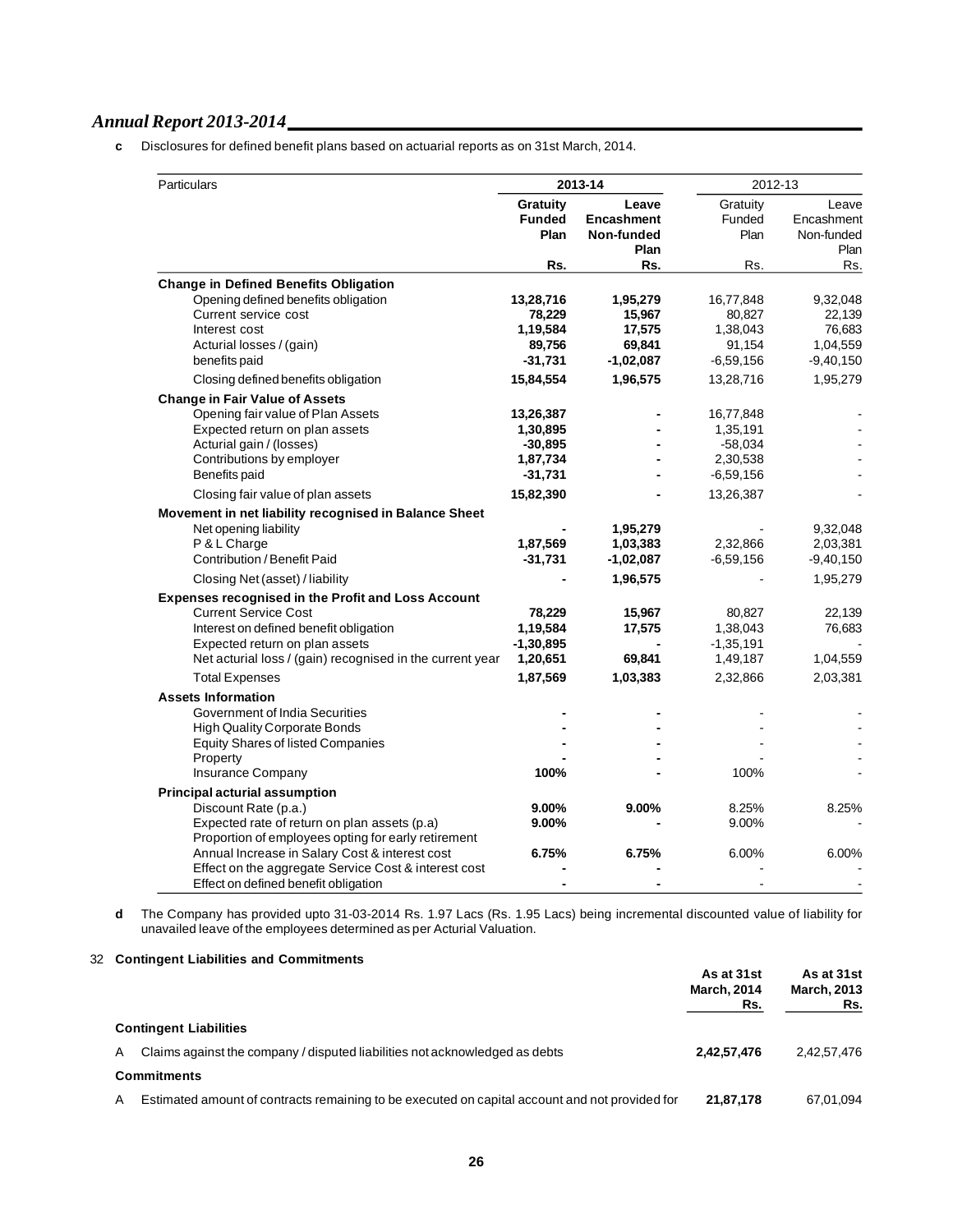**c** Disclosures for defined benefit plans based on actuarial reports as on 31st March, 2014.

| Particulars | 2013-14 | | 2012-13 | |
|---|---|---|---|---|
| | **Gratuity Funded Plan** | **Leave Encashment Non-funded Plan** | Gratuity Funded Plan | Leave Encashment Non-funded Plan |
| | **Rs.** | **Rs.** | Rs. | Rs. |
| **Change in Defined Benefits Obligation** | | | | |
| Opening defined benefits obligation | **13,28,716** | **1,95,279** | 16,77,848 | 9,32,048 |
| Current service cost | **78,229** | **15,967** | 80,827 | 22,139 |
| Interest cost | **1,19,584** | **17,575** | 1,38,043 | 76,683 |
| Acturial losses / (gain) | **89,756** | **69,841** | 91,154 | 1,04,559 |
| benefits paid | **-31,731** | **-1,02,087** | -6,59,156 | -9,40,150 |
| Closing defined benefits obligation | **15,84,554** | **1,96,575** | 13,28,716 | 1,95,279 |
| **Change in Fair Value of Assets** | | | | |
| Opening fair value of Plan Assets | **13,26,387** | **-** | 16,77,848 | - |
| Expected return on plan assets | **1,30,895** | **-** | 1,35,191 | - |
| Acturial gain / (losses) | **-30,895** | **-** | -58,034 | - |
| Contributions by employer | **1,87,734** | **-** | 2,30,538 | - |
| Benefits paid | **-31,731** | **-** | -6,59,156 | - |
| Closing fair value of plan assets | **15,82,390** | **-** | 13,26,387 | - |
| **Movement in net liability recognised in Balance Sheet** | | | | |
| Net opening liability | **-** | **1,95,279** | - | 9,32,048 |
| P & L Charge | **1,87,569** | **1,03,383** | 2,32,866 | 2,03,381 |
| Contribution / Benefit Paid | **-31,731** | **-1,02,087** | -6,59,156 | -9,40,150 |
| Closing Net (asset) / liability | **-** | **1,96,575** | - | 1,95,279 |
| **Expenses recognised in the Profit and Loss Account** | | | | |
| Current Service Cost | **78,229** | **15,967** | 80,827 | 22,139 |
| Interest on defined benefit obligation | **1,19,584** | **17,575** | 1,38,043 | 76,683 |
| Expected return on plan assets | **-1,30,895** | **-** | -1,35,191 | - |
| Net acturial loss / (gain) recognised in the current year | **1,20,651** | **69,841** | 1,49,187 | 1,04,559 |
| Total Expenses | **1,87,569** | **1,03,383** | 2,32,866 | 2,03,381 |
| **Assets Information** | | | | |
| Government of India Securities | **-** | **-** | - | - |
| High Quality Corporate Bonds | **-** | **-** | - | - |
| Equity Shares of listed Companies | **-** | **-** | - | - |
| Property | **-** | **-** | - | - |
| Insurance Company | **100%** | **-** | 100% | - |
| **Principal acturial assumption** | | | | |
| Discount Rate (p.a.) | **9.00%** | **9.00%** | 8.25% | 8.25% |
| Expected rate of return on plan assets (p.a) | **9.00%** | **-** | 9.00% | - |
| Proportion of employees opting for early retirement | | | | |
| Annual Increase in Salary Cost & interest cost | **6.75%** | **6.75%** | 6.00% | 6.00% |
| Effect on the aggregate Service Cost & interest cost | **-** | **-** | - | - |
| Effect on defined benefit obligation | **-** | **-** | - | - |

**d** The Company has provided upto 31-03-2014 Rs. 1.97 Lacs (Rs. 1.95 Lacs) being incremental discounted value of liability for unavailed leave of the employees determined as per Acturial Valuation.

32 **Contingent Liabilities and Commitments**

| | | As at 31st March, 2014 Rs. | As at 31st March, 2013 Rs. |
|---|---|---|---|
| | **Contingent Liabilities** | | |
| A | Claims against the company / disputed liabilities not acknowledged as debts | **2,42,57,476** | 2,42,57,476 |
| | **Commitments** | | |
| A | Estimated amount of contracts remaining to be executed on capital account and not provided for | **21,87,178** | 67,01,094 |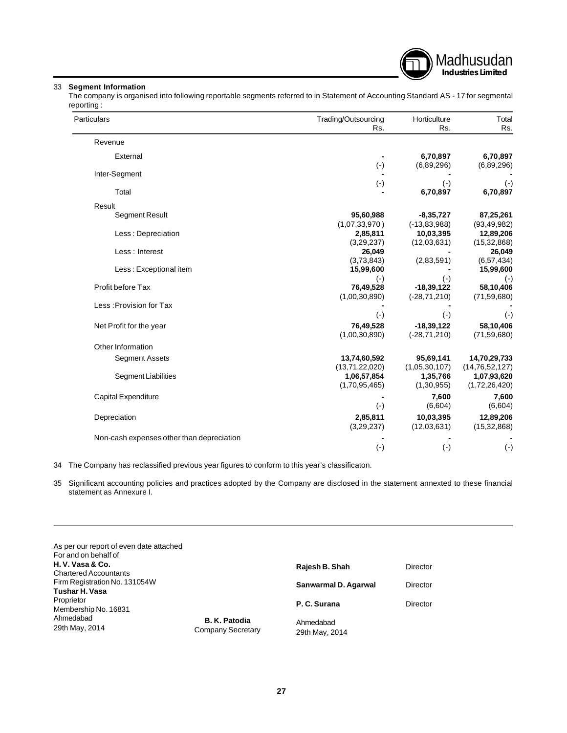### 33 Segment Information

The company is organised into following reportable segments referred to in Statement of Accounting Standard AS - 17 for segmental reporting :

| Particulars | Trading/Outsourcing Rs. | Horticulture Rs. | Total Rs. |
|---|---|---|---|
| Revenue | | | |
| External | - | **6,70,897** | **6,70,897** |
| | (-) | (6,89,296) | (6,89,296) |
| Inter-Segment | - | - | - |
| | (-) | (-) | (-) |
| Total | - | **6,70,897** | **6,70,897** |
| Result | | | |
| Segment Result | **95,60,988** | **-8,35,727** | **87,25,261** |
| | (1,07,33,970) | (-13,83,988) | (93,49,982) |
| Less : Depreciation | **2,85,811** | **10,03,395** | **12,89,206** |
| | (3,29,237) | (12,03,631) | (15,32,868) |
| Less : Interest | **26,049** | - | **26,049** |
| | (3,73,843) | (2,83,591) | (6,57,434) |
| Less : Exceptional item | **15,99,600** | - | **15,99,600** |
| | (-) | (-) | (-) |
| Profit before Tax | **76,49,528** | **-18,39,122** | **58,10,406** |
| | (1,00,30,890) | (-28,71,210) | (71,59,680) |
| Less :Provision for Tax | - | - | - |
| | (-) | (-) | (-) |
| Net Profit for the year | **76,49,528** | **-18,39,122** | **58,10,406** |
| | (1,00,30,890) | (-28,71,210) | (71,59,680) |
| Other Information | | | |
| Segment Assets | **13,74,60,592** | **95,69,141** | **14,70,29,733** |
| | (13,71,22,020) | (1,05,30,107) | (14,76,52,127) |
| Segment Liabilities | **1,06,57,854** | **1,35,766** | **1,07,93,620** |
| | (1,70,95,465) | (1,30,955) | (1,72,26,420) |
| Capital Expenditure | - | **7,600** | **7,600** |
| | (-) | (6,604) | (6,604) |
| Depreciation | **2,85,811** | **10,03,395** | **12,89,206** |
| | (3,29,237) | (12,03,631) | (15,32,868) |
| Non-cash expenses other than depreciation | - | - | - |
| | (-) | (-) | (-) |

34 The Company has reclassified previous year figures to conform to this year's classificaton.

35 Significant accounting policies and practices adopted by the Company are disclosed in the statement annexted to these financial statement as Annexure I.

As per our report of even date attached
For and on behalf of
**H. V. Vasa & Co.**
Chartered Accountants
Firm Registration No. 131054W
**Tushar H. Vasa**
Proprietor
Membership No. 16831
Ahmedabad
29th May, 2014

**B. K. Patodia**
Company Secretary

**Rajesh B. Shah** Director

**Sanwarmal D. Agarwal** Director

**P. C. Surana** Director

Ahmedabad
29th May, 2014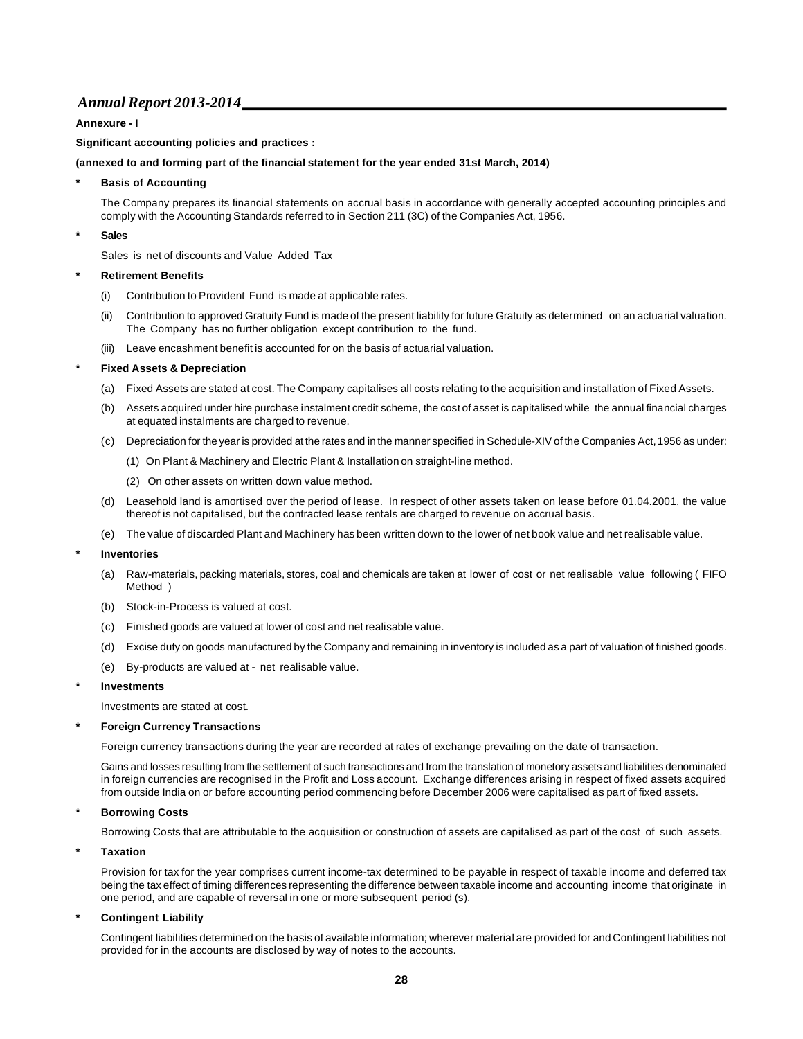**Annexure - I**

**Significant accounting policies and practices :**

**(annexed to and forming part of the financial statement for the year ended 31st March, 2014)**

- **Basis of Accounting**

  The Company prepares its financial statements on accrual basis in accordance with generally accepted accounting principles and comply with the Accounting Standards referred to in Section 211 (3C) of the Companies Act, 1956.

- **Sales**

  Sales is net of discounts and Value Added Tax

- **Retirement Benefits**

  (i) Contribution to Provident Fund is made at applicable rates.

  (ii) Contribution to approved Gratuity Fund is made of the present liability for future Gratuity as determined on an actuarial valuation. The Company has no further obligation except contribution to the fund.

  (iii) Leave encashment benefit is accounted for on the basis of actuarial valuation.

- **Fixed Assets & Depreciation**

  (a) Fixed Assets are stated at cost. The Company capitalises all costs relating to the acquisition and installation of Fixed Assets.

  (b) Assets acquired under hire purchase instalment credit scheme, the cost of asset is capitalised while the annual financial charges at equated instalments are charged to revenue.

  (c) Depreciation for the year is provided at the rates and in the manner specified in Schedule-XIV of the Companies Act, 1956 as under:

    (1) On Plant & Machinery and Electric Plant & Installation on straight-line method.

    (2) On other assets on written down value method.

  (d) Leasehold land is amortised over the period of lease. In respect of other assets taken on lease before 01.04.2001, the value thereof is not capitalised, but the contracted lease rentals are charged to revenue on accrual basis.

  (e) The value of discarded Plant and Machinery has been written down to the lower of net book value and net realisable value.

- **Inventories**

  (a) Raw-materials, packing materials, stores, coal and chemicals are taken at lower of cost or net realisable value following ( FIFO Method )

  (b) Stock-in-Process is valued at cost.

  (c) Finished goods are valued at lower of cost and net realisable value.

  (d) Excise duty on goods manufactured by the Company and remaining in inventory is included as a part of valuation of finished goods.

  (e) By-products are valued at - net realisable value.

- **Investments**

  Investments are stated at cost.

- **Foreign Currency Transactions**

  Foreign currency transactions during the year are recorded at rates of exchange prevailing on the date of transaction.

  Gains and losses resulting from the settlement of such transactions and from the translation of monetory assets and liabilities denominated in foreign currencies are recognised in the Profit and Loss account. Exchange differences arising in respect of fixed assets acquired from outside India on or before accounting period commencing before December 2006 were capitalised as part of fixed assets.

- **Borrowing Costs**

  Borrowing Costs that are attributable to the acquisition or construction of assets are capitalised as part of the cost of such assets.

- **Taxation**

  Provision for tax for the year comprises current income-tax determined to be payable in respect of taxable income and deferred tax being the tax effect of timing differences representing the difference between taxable income and accounting income that originate in one period, and are capable of reversal in one or more subsequent period (s).

- **Contingent Liability**

  Contingent liabilities determined on the basis of available information; wherever material are provided for and Contingent liabilities not provided for in the accounts are disclosed by way of notes to the accounts.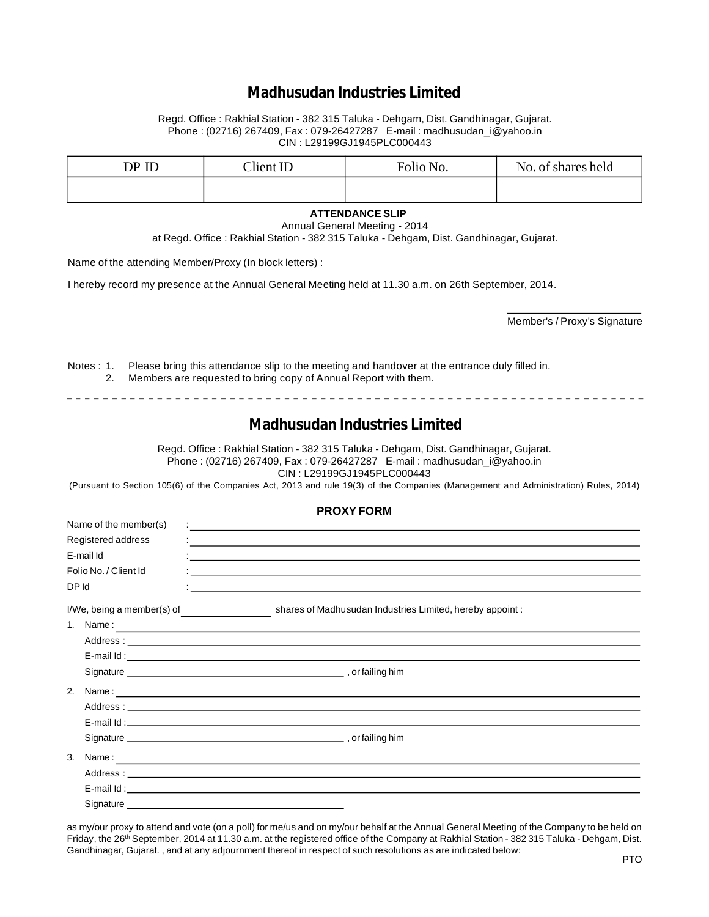# Madhusudan Industries Limited

Regd. Office : Rakhial Station - 382 315 Taluka - Dehgam, Dist. Gandhinagar, Gujarat.
Phone : (02716) 267409, Fax : 079-26427287 E-mail : madhusudan_i@yahoo.in
CIN : L29199GJ1945PLC000443

| DP ID | Client ID | Folio No. | No. of shares held |
|---|---|---|---|
| | | | |

**ATTENDANCE SLIP**

Annual General Meeting - 2014
at Regd. Office : Rakhial Station - 382 315 Taluka - Dehgam, Dist. Gandhinagar, Gujarat.

Name of the attending Member/Proxy (In block letters) :

I hereby record my presence at the Annual General Meeting held at 11.30 a.m. on 26th September, 2014.

Member's / Proxy's Signature

Notes :
1. Please bring this attendance slip to the meeting and handover at the entrance duly filled in.
2. Members are requested to bring copy of Annual Report with them.

---

# Madhusudan Industries Limited

Regd. Office : Rakhial Station - 382 315 Taluka - Dehgam, Dist. Gandhinagar, Gujarat.
Phone : (02716) 267409, Fax : 079-26427287 E-mail : madhusudan_i@yahoo.in
CIN : L29199GJ1945PLC000443

(Pursuant to Section 105(6) of the Companies Act, 2013 and rule 19(3) of the Companies (Management and Administration) Rules, 2014)

**PROXY FORM**

Name of the member(s) : ______________________

Registered address : ______________________

E-mail Id : ______________________

Folio No. / Client Id : ______________________

DP Id : ______________________

I/We, being a member(s) of ____________ shares of Madhusudan Industries Limited, hereby appoint :

1. Name : ______________________
   Address : ______________________
   E-mail Id : ______________________
   Signature ______________________ , or failing him
2. Name : ______________________
   Address : ______________________
   E-mail Id : ______________________
   Signature ______________________ , or failing him
3. Name : ______________________
   Address : ______________________
   E-mail Id : ______________________
   Signature ______________________

as my/our proxy to attend and vote (on a poll) for me/us and on my/our behalf at the Annual General Meeting of the Company to be held on Friday, the 26th September, 2014 at 11.30 a.m. at the registered office of the Company at Rakhial Station - 382 315 Taluka - Dehgam, Dist. Gandhinagar, Gujarat. , and at any adjournment thereof in respect of such resolutions as are indicated below:

PTO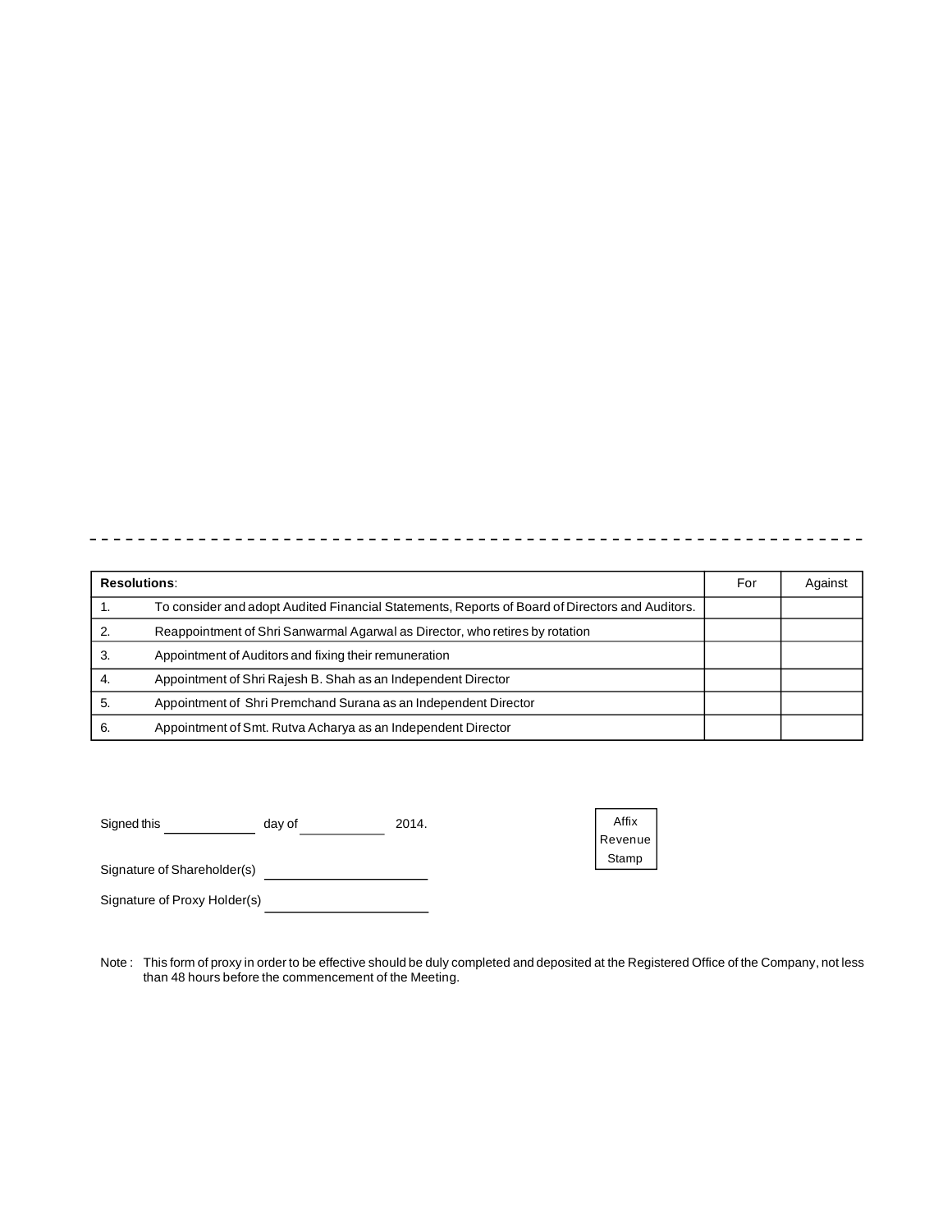| **Resolutions**: | | For | Against |
|---|---|---|---|
| 1. | To consider and adopt Audited Financial Statements, Reports of Board of Directors and Auditors. | | |
| 2. | Reappointment of Shri Sanwarmal Agarwal as Director, who retires by rotation | | |
| 3. | Appointment of Auditors and fixing their remuneration | | |
| 4. | Appointment of Shri Rajesh B. Shah as an Independent Director | | |
| 5. | Appointment of Shri Premchand Surana as an Independent Director | | |
| 6. | Appointment of Smt. Rutva Acharya as an Independent Director | | |

Signed this ____________ day of ___________ 2014.

Affix Revenue Stamp

Signature of Shareholder(s) ____________________

Signature of Proxy Holder(s) ____________________

Note : This form of proxy in order to be effective should be duly completed and deposited at the Registered Office of the Company, not less than 48 hours before the commencement of the Meeting.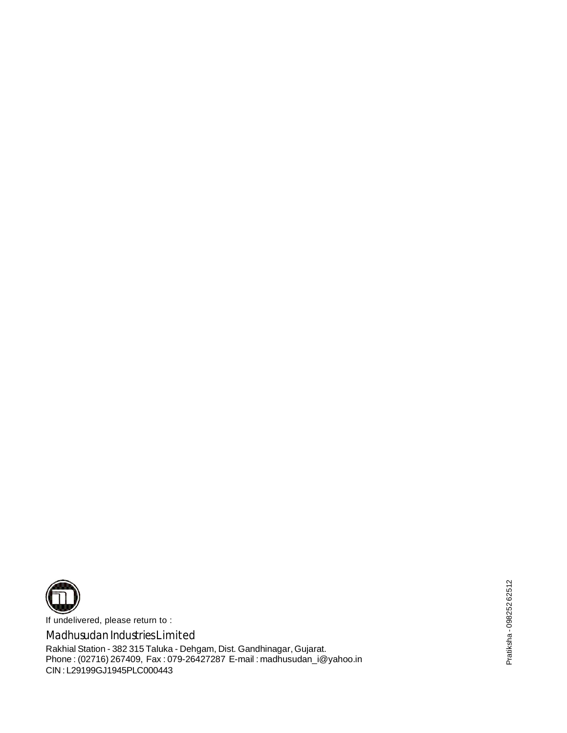If undelivered, please return to :

**Madhusudan Industries Limited**

Rakhial Station - 382 315 Taluka - Dehgam, Dist. Gandhinagar, Gujarat.
Phone : (02716) 267409, Fax : 079-26427287 E-mail : madhusudan_i@yahoo.in
CIN : L29199GJ1945PLC000443

Pratiksha - 09825262512